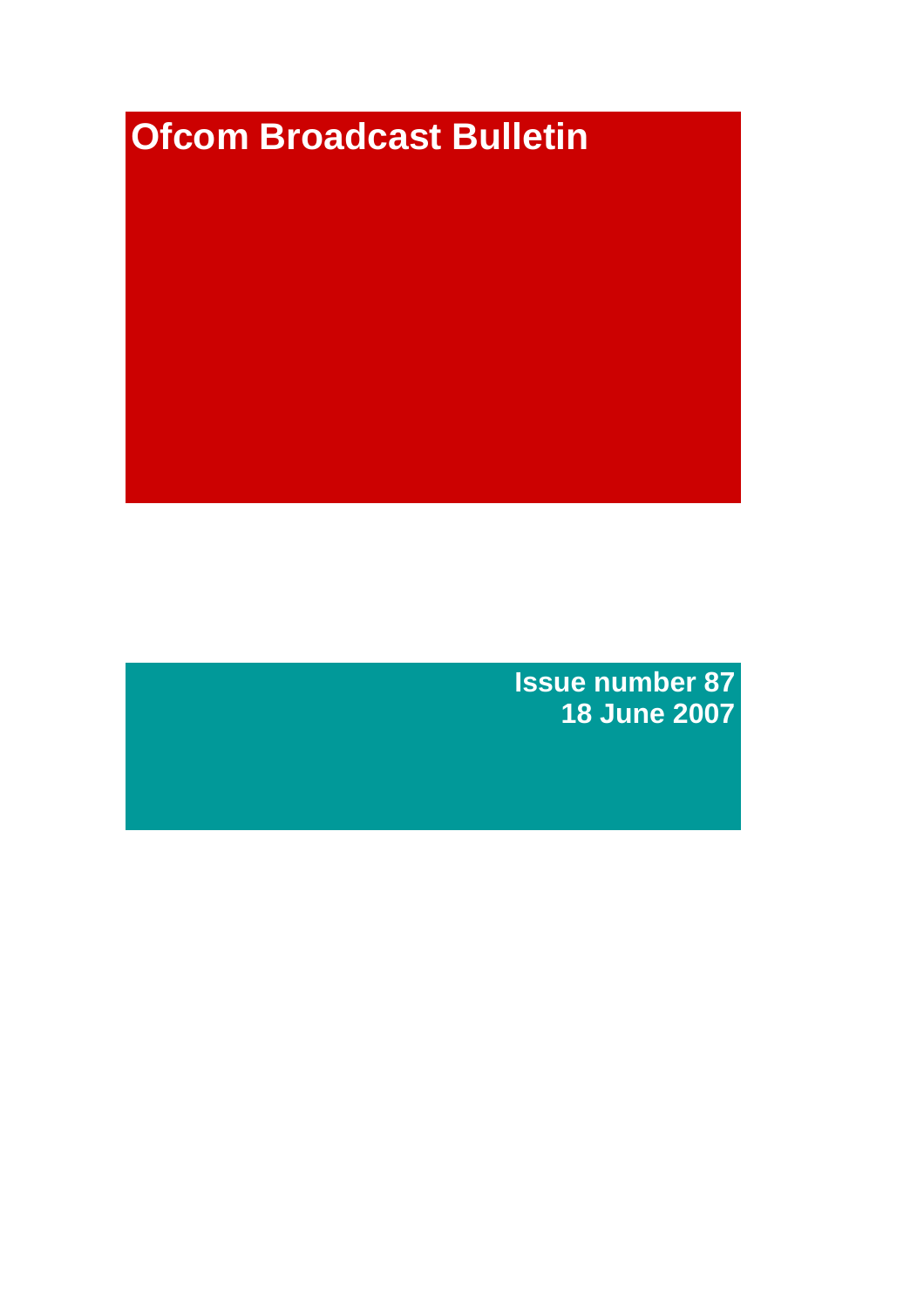# Ofcom Broadcast Bulletin

**Issue number 87**
**18 June 2007**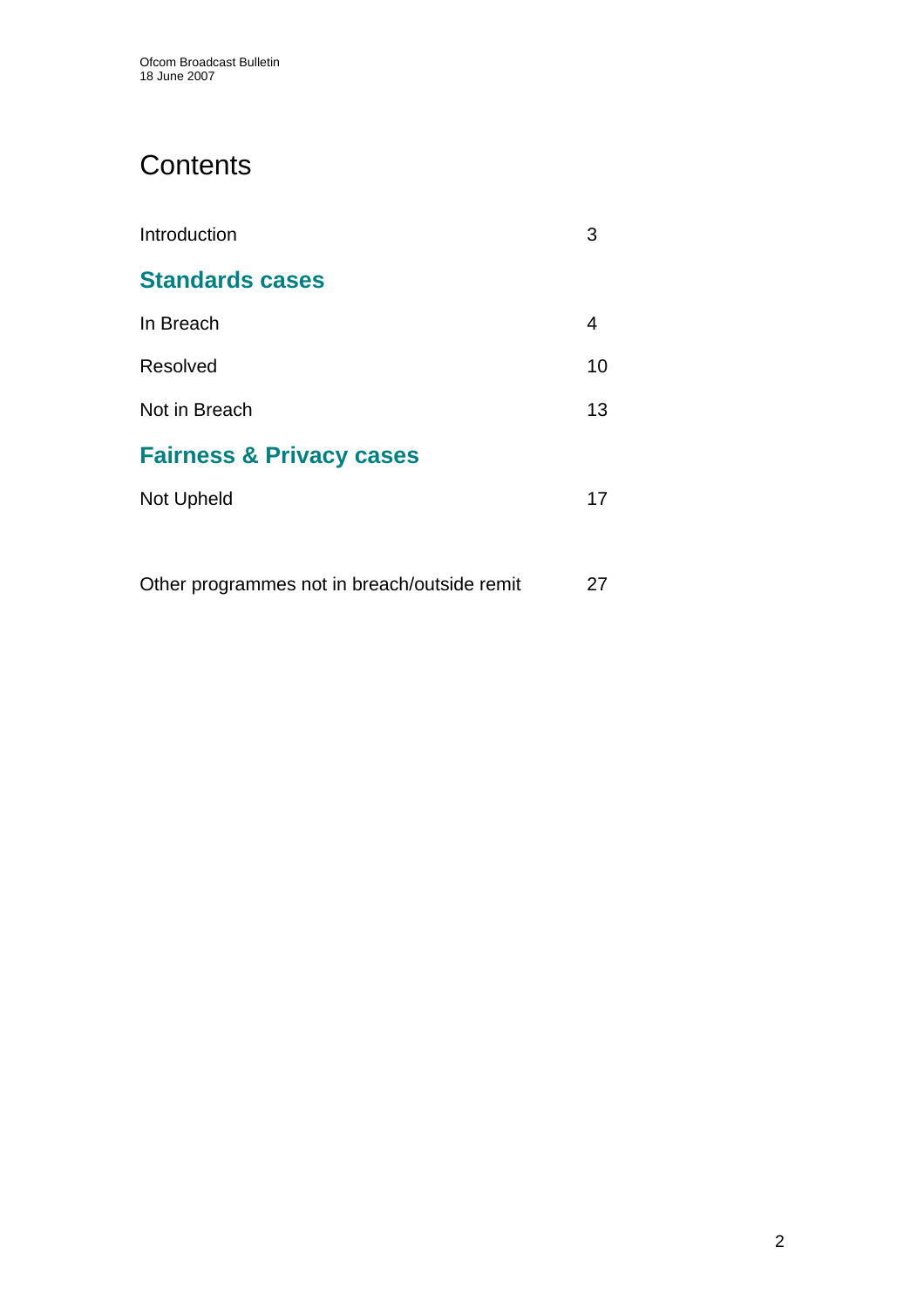# Contents

| | |
|---|---|
| Introduction | 3 |
| **Standards cases** | |
| In Breach | 4 |
| Resolved | 10 |
| Not in Breach | 13 |
| **Fairness & Privacy cases** | |
| Not Upheld | 17 |
| Other programmes not in breach/outside remit | 27 |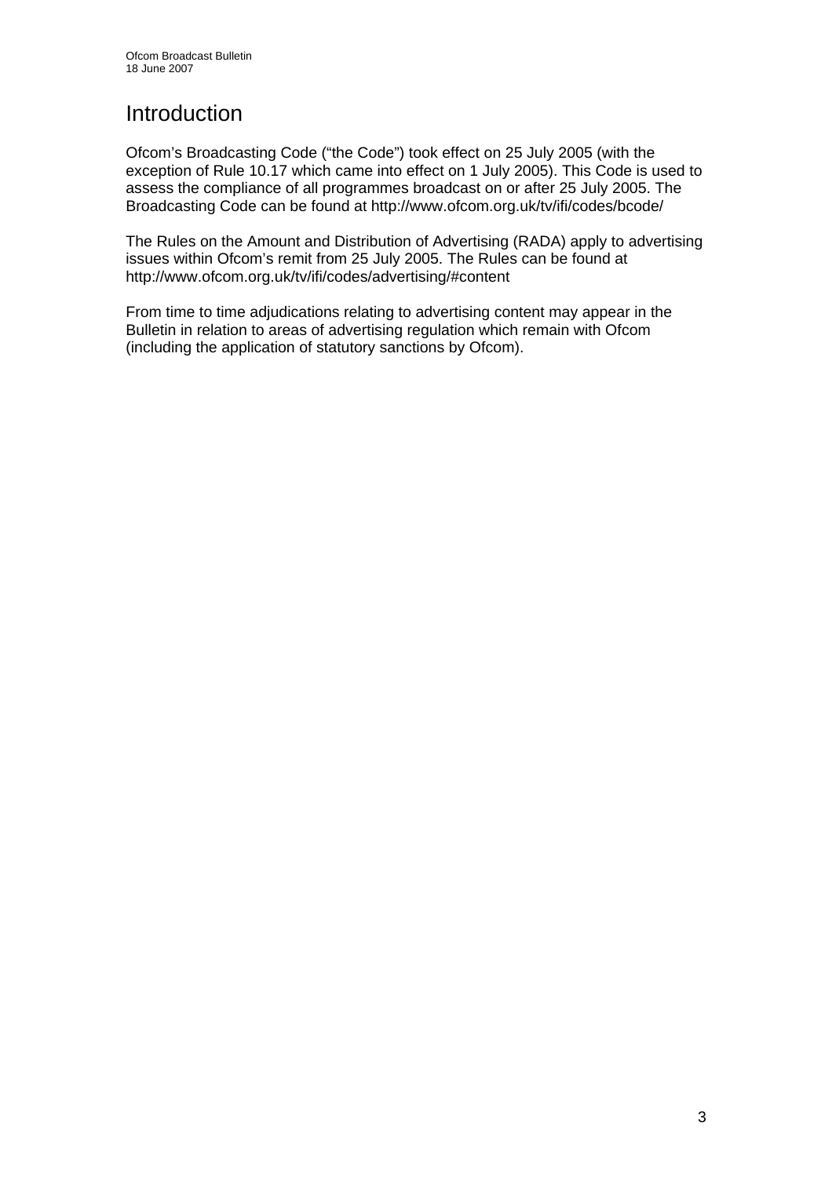# Introduction

Ofcom's Broadcasting Code ("the Code") took effect on 25 July 2005 (with the exception of Rule 10.17 which came into effect on 1 July 2005). This Code is used to assess the compliance of all programmes broadcast on or after 25 July 2005. The Broadcasting Code can be found at http://www.ofcom.org.uk/tv/ifi/codes/bcode/

The Rules on the Amount and Distribution of Advertising (RADA) apply to advertising issues within Ofcom's remit from 25 July 2005. The Rules can be found at http://www.ofcom.org.uk/tv/ifi/codes/advertising/#content

From time to time adjudications relating to advertising content may appear in the Bulletin in relation to areas of advertising regulation which remain with Ofcom (including the application of statutory sanctions by Ofcom).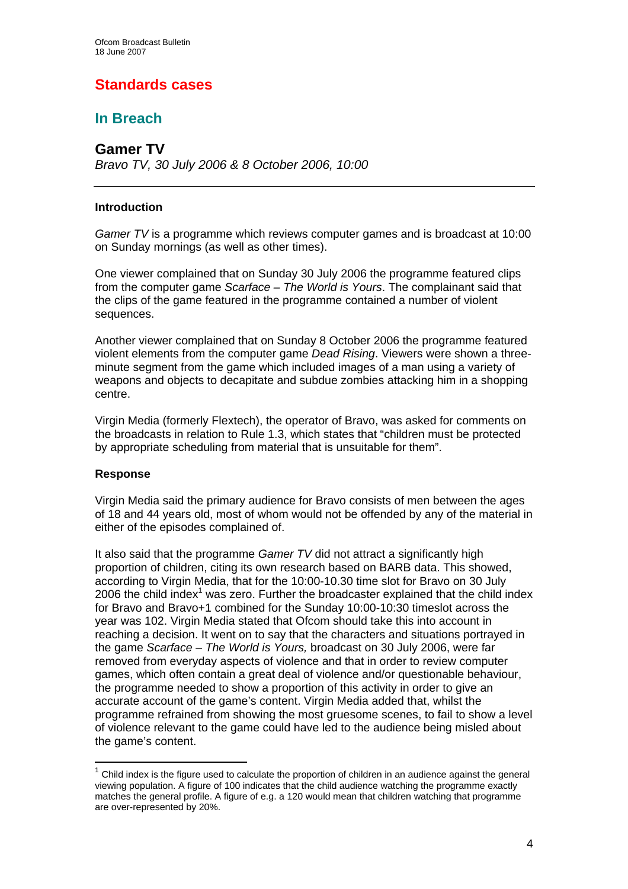# Standards cases

## In Breach

### Gamer TV

*Bravo TV, 30 July 2006 & 8 October 2006, 10:00*

---

**Introduction**

*Gamer TV* is a programme which reviews computer games and is broadcast at 10:00 on Sunday mornings (as well as other times).

One viewer complained that on Sunday 30 July 2006 the programme featured clips from the computer game *Scarface – The World is Yours*. The complainant said that the clips of the game featured in the programme contained a number of violent sequences.

Another viewer complained that on Sunday 8 October 2006 the programme featured violent elements from the computer game *Dead Rising*. Viewers were shown a three-minute segment from the game which included images of a man using a variety of weapons and objects to decapitate and subdue zombies attacking him in a shopping centre.

Virgin Media (formerly Flextech), the operator of Bravo, was asked for comments on the broadcasts in relation to Rule 1.3, which states that "children must be protected by appropriate scheduling from material that is unsuitable for them".

**Response**

Virgin Media said the primary audience for Bravo consists of men between the ages of 18 and 44 years old, most of whom would not be offended by any of the material in either of the episodes complained of.

It also said that the programme *Gamer TV* did not attract a significantly high proportion of children, citing its own research based on BARB data. This showed, according to Virgin Media, that for the 10:00-10.30 time slot for Bravo on 30 July 2006 the child index[1] was zero. Further the broadcaster explained that the child index for Bravo and Bravo+1 combined for the Sunday 10:00-10:30 timeslot across the year was 102. Virgin Media stated that Ofcom should take this into account in reaching a decision. It went on to say that the characters and situations portrayed in the game *Scarface – The World is Yours,* broadcast on 30 July 2006, were far removed from everyday aspects of violence and that in order to review computer games, which often contain a great deal of violence and/or questionable behaviour, the programme needed to show a proportion of this activity in order to give an accurate account of the game's content. Virgin Media added that, whilst the programme refrained from showing the most gruesome scenes, to fail to show a level of violence relevant to the game could have led to the audience being misled about the game's content.

---

[1] Child index is the figure used to calculate the proportion of children in an audience against the general viewing population. A figure of 100 indicates that the child audience watching the programme exactly matches the general profile. A figure of e.g. a 120 would mean that children watching that programme are over-represented by 20%.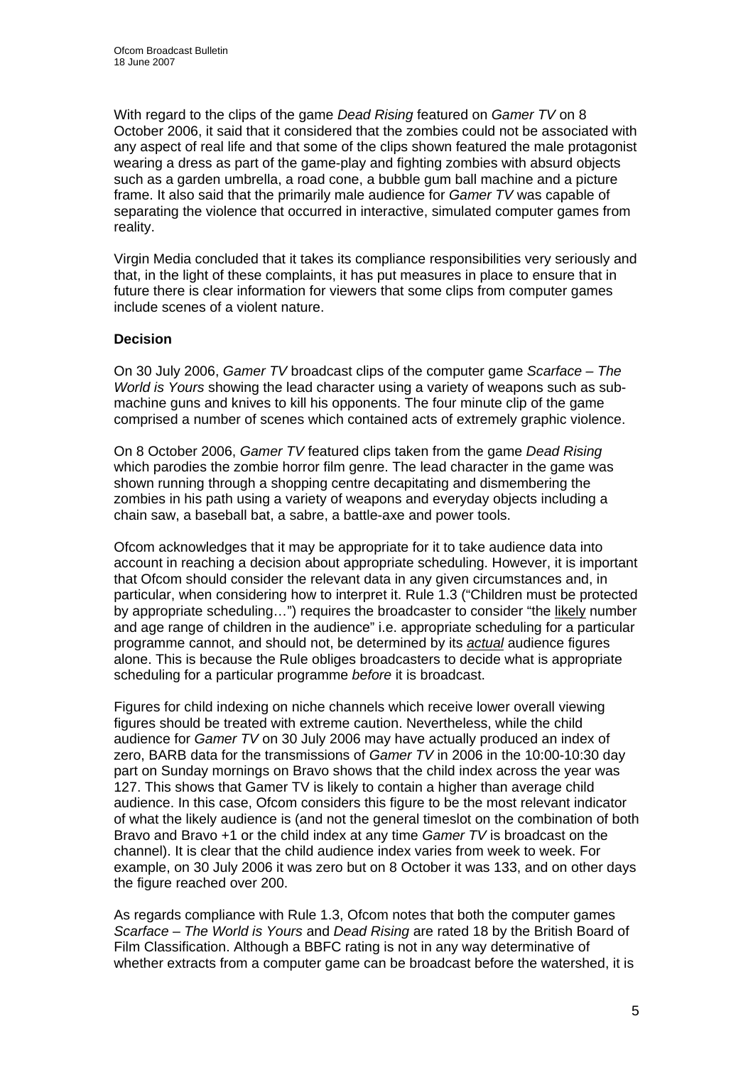With regard to the clips of the game *Dead Rising* featured on *Gamer TV* on 8 October 2006, it said that it considered that the zombies could not be associated with any aspect of real life and that some of the clips shown featured the male protagonist wearing a dress as part of the game-play and fighting zombies with absurd objects such as a garden umbrella, a road cone, a bubble gum ball machine and a picture frame. It also said that the primarily male audience for *Gamer TV* was capable of separating the violence that occurred in interactive, simulated computer games from reality.

Virgin Media concluded that it takes its compliance responsibilities very seriously and that, in the light of these complaints, it has put measures in place to ensure that in future there is clear information for viewers that some clips from computer games include scenes of a violent nature.

**Decision**

On 30 July 2006, *Gamer TV* broadcast clips of the computer game *Scarface – The World is Yours* showing the lead character using a variety of weapons such as sub-machine guns and knives to kill his opponents. The four minute clip of the game comprised a number of scenes which contained acts of extremely graphic violence.

On 8 October 2006, *Gamer TV* featured clips taken from the game *Dead Rising* which parodies the zombie horror film genre. The lead character in the game was shown running through a shopping centre decapitating and dismembering the zombies in his path using a variety of weapons and everyday objects including a chain saw, a baseball bat, a sabre, a battle-axe and power tools.

Ofcom acknowledges that it may be appropriate for it to take audience data into account in reaching a decision about appropriate scheduling. However, it is important that Ofcom should consider the relevant data in any given circumstances and, in particular, when considering how to interpret it. Rule 1.3 ("Children must be protected by appropriate scheduling…") requires the broadcaster to consider "the likely number and age range of children in the audience" i.e. appropriate scheduling for a particular programme cannot, and should not, be determined by its ***actual*** audience figures alone. This is because the Rule obliges broadcasters to decide what is appropriate scheduling for a particular programme *before* it is broadcast.

Figures for child indexing on niche channels which receive lower overall viewing figures should be treated with extreme caution. Nevertheless, while the child audience for *Gamer TV* on 30 July 2006 may have actually produced an index of zero, BARB data for the transmissions of *Gamer TV* in 2006 in the 10:00-10:30 day part on Sunday mornings on Bravo shows that the child index across the year was 127. This shows that Gamer TV is likely to contain a higher than average child audience. In this case, Ofcom considers this figure to be the most relevant indicator of what the likely audience is (and not the general timeslot on the combination of both Bravo and Bravo +1 or the child index at any time *Gamer TV* is broadcast on the channel). It is clear that the child audience index varies from week to week. For example, on 30 July 2006 it was zero but on 8 October it was 133, and on other days the figure reached over 200.

As regards compliance with Rule 1.3, Ofcom notes that both the computer games *Scarface – The World is Yours* and *Dead Rising* are rated 18 by the British Board of Film Classification. Although a BBFC rating is not in any way determinative of whether extracts from a computer game can be broadcast before the watershed, it is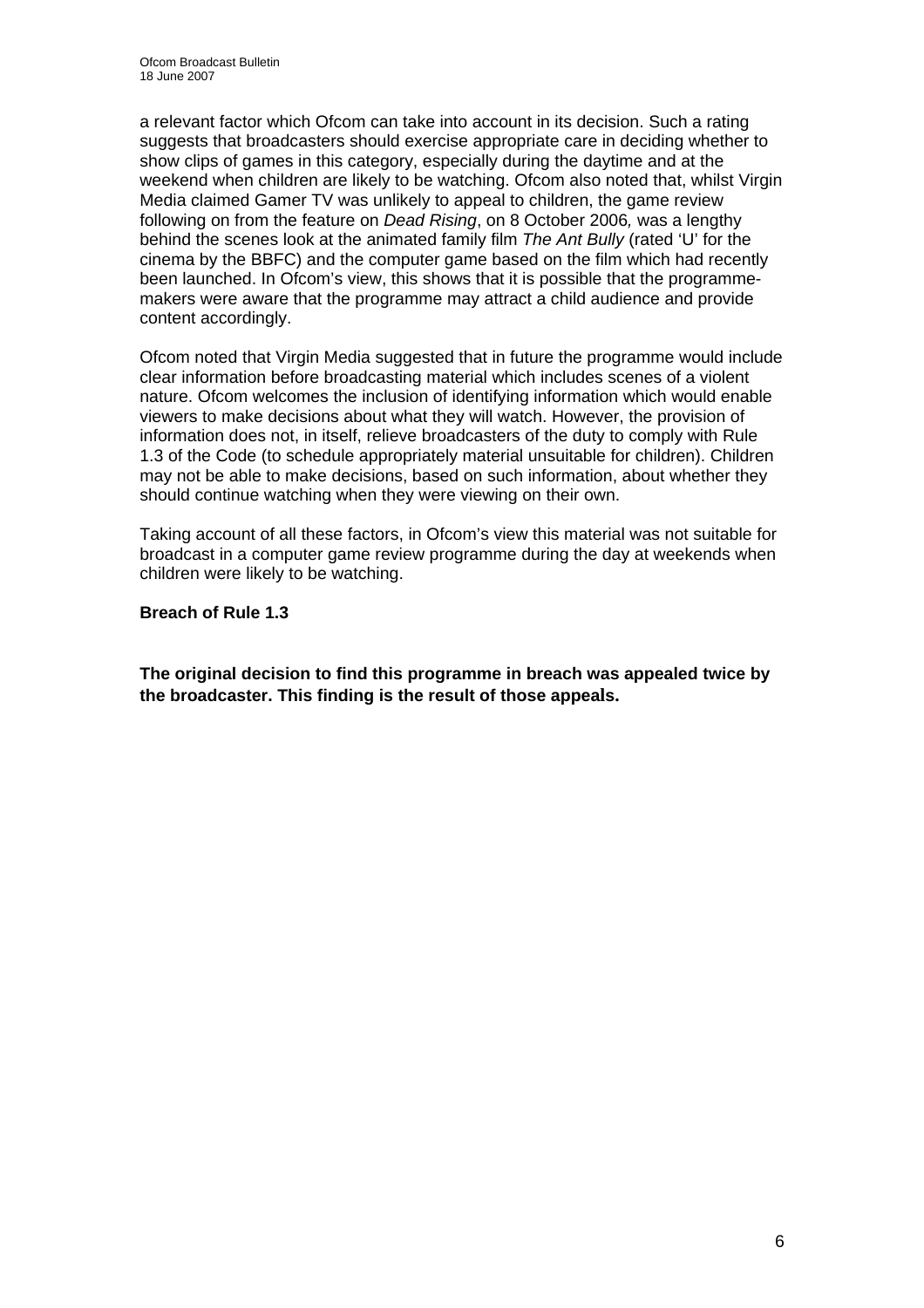a relevant factor which Ofcom can take into account in its decision. Such a rating suggests that broadcasters should exercise appropriate care in deciding whether to show clips of games in this category, especially during the daytime and at the weekend when children are likely to be watching. Ofcom also noted that, whilst Virgin Media claimed Gamer TV was unlikely to appeal to children, the game review following on from the feature on *Dead Rising*, on 8 October 2006, was a lengthy behind the scenes look at the animated family film *The Ant Bully* (rated 'U' for the cinema by the BBFC) and the computer game based on the film which had recently been launched. In Ofcom's view, this shows that it is possible that the programme-makers were aware that the programme may attract a child audience and provide content accordingly.

Ofcom noted that Virgin Media suggested that in future the programme would include clear information before broadcasting material which includes scenes of a violent nature. Ofcom welcomes the inclusion of identifying information which would enable viewers to make decisions about what they will watch. However, the provision of information does not, in itself, relieve broadcasters of the duty to comply with Rule 1.3 of the Code (to schedule appropriately material unsuitable for children). Children may not be able to make decisions, based on such information, about whether they should continue watching when they were viewing on their own.

Taking account of all these factors, in Ofcom's view this material was not suitable for broadcast in a computer game review programme during the day at weekends when children were likely to be watching.

**Breach of Rule 1.3**

**The original decision to find this programme in breach was appealed twice by the broadcaster. This finding is the result of those appeals.**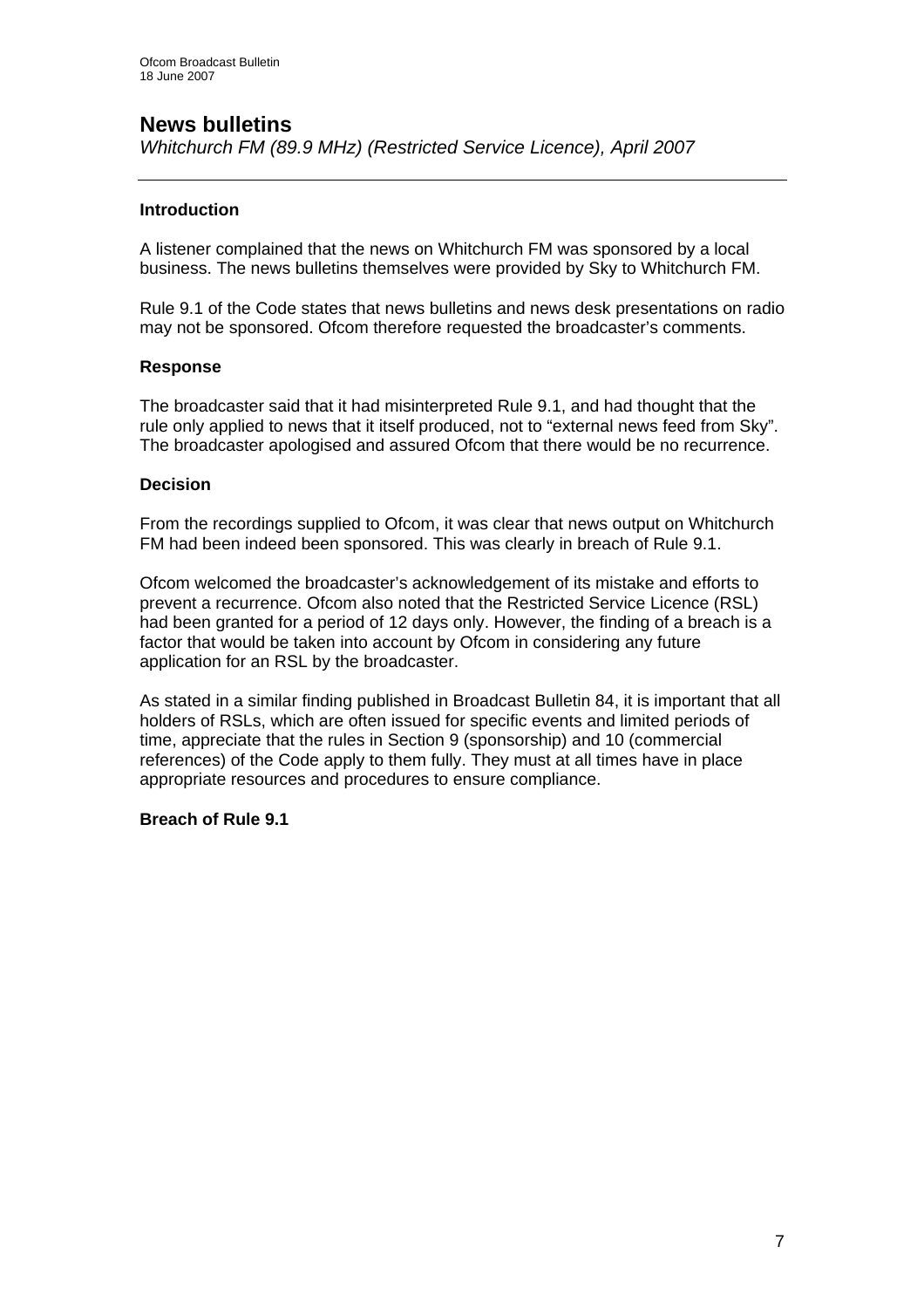## News bulletins

*Whitchurch FM (89.9 MHz) (Restricted Service Licence), April 2007*

---

### Introduction

A listener complained that the news on Whitchurch FM was sponsored by a local business. The news bulletins themselves were provided by Sky to Whitchurch FM.

Rule 9.1 of the Code states that news bulletins and news desk presentations on radio may not be sponsored. Ofcom therefore requested the broadcaster's comments.

### Response

The broadcaster said that it had misinterpreted Rule 9.1, and had thought that the rule only applied to news that it itself produced, not to "external news feed from Sky". The broadcaster apologised and assured Ofcom that there would be no recurrence.

### Decision

From the recordings supplied to Ofcom, it was clear that news output on Whitchurch FM had been indeed been sponsored. This was clearly in breach of Rule 9.1.

Ofcom welcomed the broadcaster's acknowledgement of its mistake and efforts to prevent a recurrence. Ofcom also noted that the Restricted Service Licence (RSL) had been granted for a period of 12 days only. However, the finding of a breach is a factor that would be taken into account by Ofcom in considering any future application for an RSL by the broadcaster.

As stated in a similar finding published in Broadcast Bulletin 84, it is important that all holders of RSLs, which are often issued for specific events and limited periods of time, appreciate that the rules in Section 9 (sponsorship) and 10 (commercial references) of the Code apply to them fully. They must at all times have in place appropriate resources and procedures to ensure compliance.

**Breach of Rule 9.1**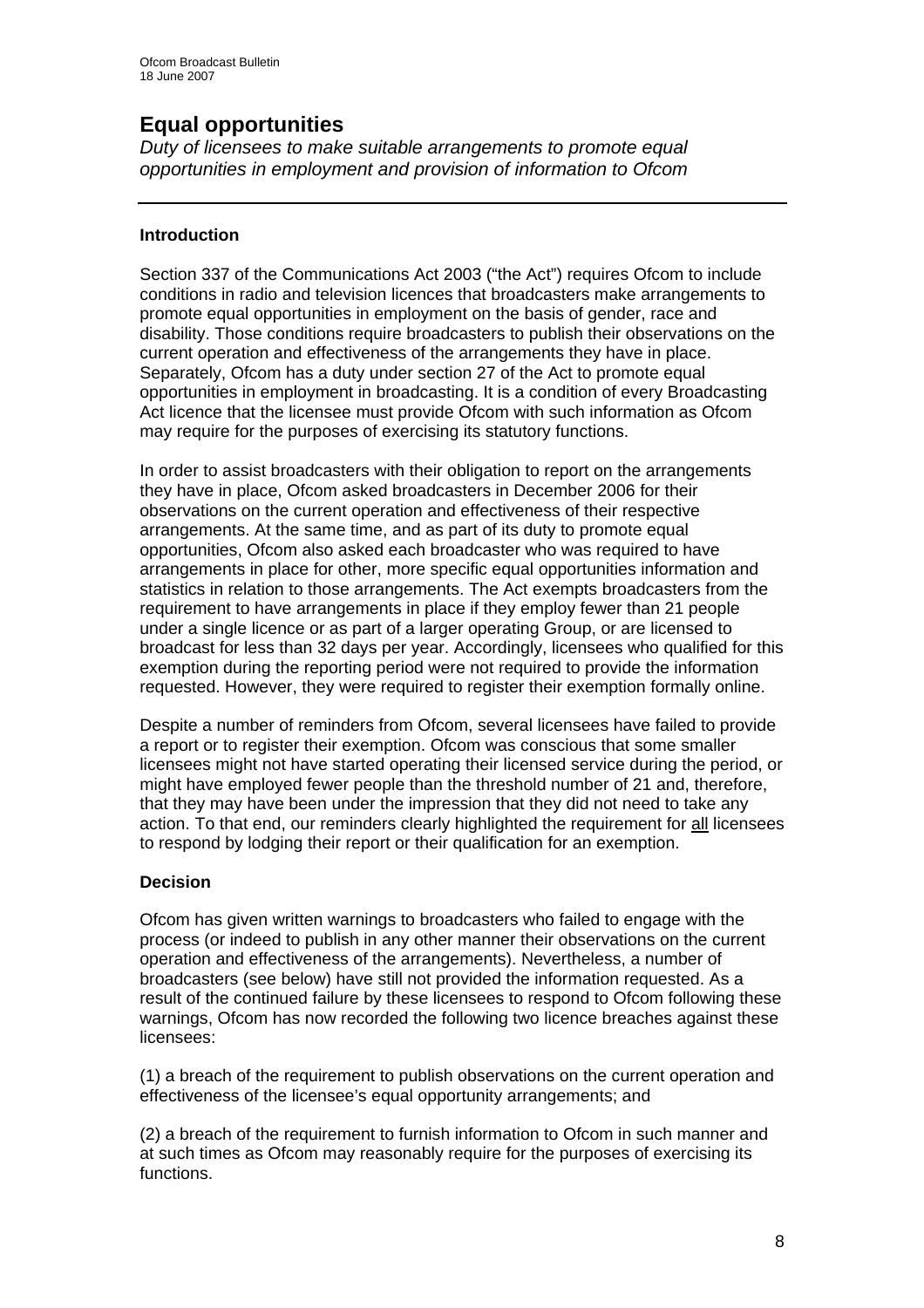# Equal opportunities

*Duty of licensees to make suitable arrangements to promote equal opportunities in employment and provision of information to Ofcom*

---

**Introduction**

Section 337 of the Communications Act 2003 ("the Act") requires Ofcom to include conditions in radio and television licences that broadcasters make arrangements to promote equal opportunities in employment on the basis of gender, race and disability. Those conditions require broadcasters to publish their observations on the current operation and effectiveness of the arrangements they have in place. Separately, Ofcom has a duty under section 27 of the Act to promote equal opportunities in employment in broadcasting. It is a condition of every Broadcasting Act licence that the licensee must provide Ofcom with such information as Ofcom may require for the purposes of exercising its statutory functions.

In order to assist broadcasters with their obligation to report on the arrangements they have in place, Ofcom asked broadcasters in December 2006 for their observations on the current operation and effectiveness of their respective arrangements. At the same time, and as part of its duty to promote equal opportunities, Ofcom also asked each broadcaster who was required to have arrangements in place for other, more specific equal opportunities information and statistics in relation to those arrangements. The Act exempts broadcasters from the requirement to have arrangements in place if they employ fewer than 21 people under a single licence or as part of a larger operating Group, or are licensed to broadcast for less than 32 days per year. Accordingly, licensees who qualified for this exemption during the reporting period were not required to provide the information requested. However, they were required to register their exemption formally online.

Despite a number of reminders from Ofcom, several licensees have failed to provide a report or to register their exemption. Ofcom was conscious that some smaller licensees might not have started operating their licensed service during the period, or might have employed fewer people than the threshold number of 21 and, therefore, that they may have been under the impression that they did not need to take any action. To that end, our reminders clearly highlighted the requirement for <u>all</u> licensees to respond by lodging their report or their qualification for an exemption.

**Decision**

Ofcom has given written warnings to broadcasters who failed to engage with the process (or indeed to publish in any other manner their observations on the current operation and effectiveness of the arrangements). Nevertheless, a number of broadcasters (see below) have still not provided the information requested. As a result of the continued failure by these licensees to respond to Ofcom following these warnings, Ofcom has now recorded the following two licence breaches against these licensees:

(1) a breach of the requirement to publish observations on the current operation and effectiveness of the licensee's equal opportunity arrangements; and

(2) a breach of the requirement to furnish information to Ofcom in such manner and at such times as Ofcom may reasonably require for the purposes of exercising its functions.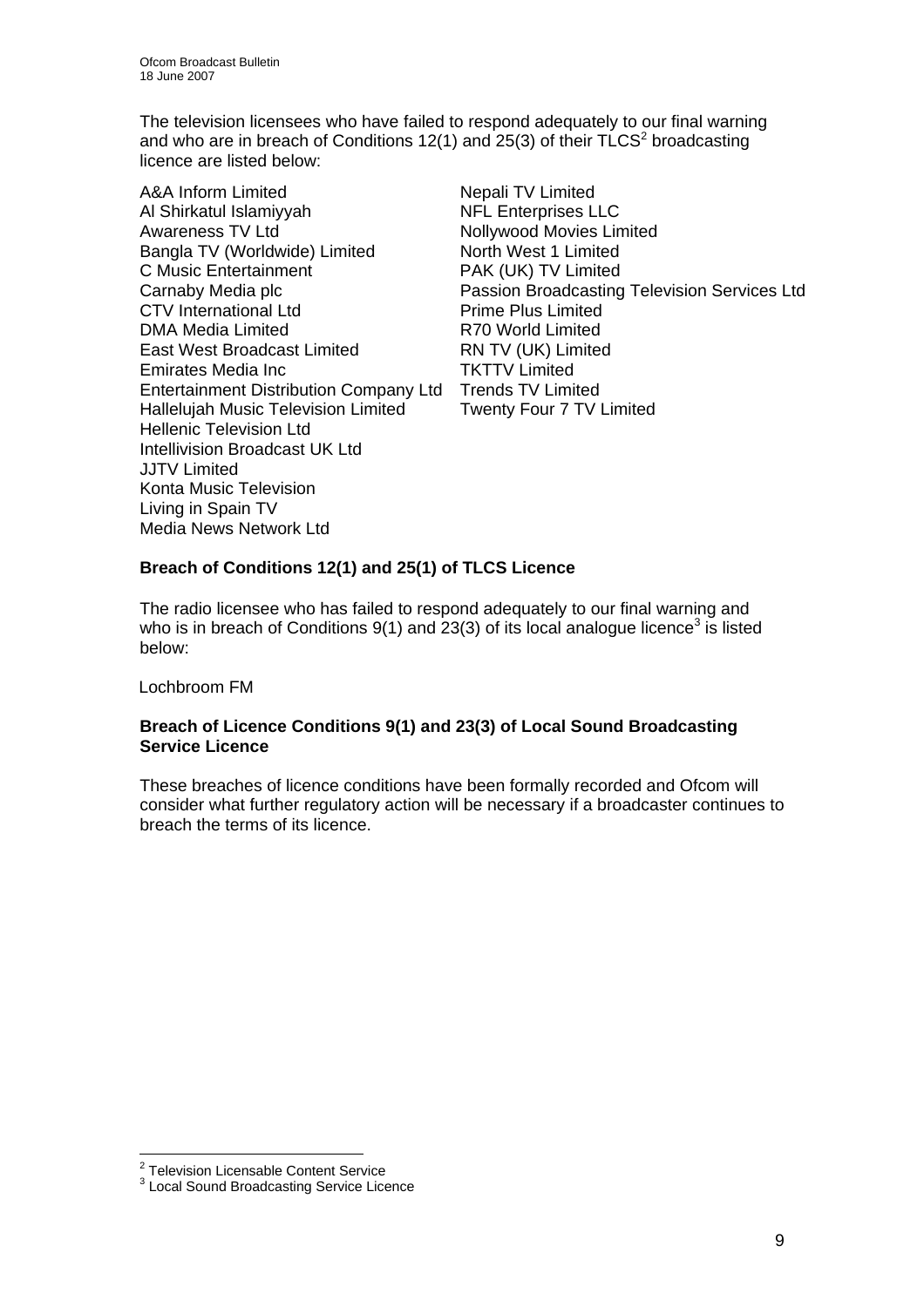The television licensees who have failed to respond adequately to our final warning and who are in breach of Conditions 12(1) and 25(3) of their TLCS[2] broadcasting licence are listed below:

A&A Inform Limited
Al Shirkatul Islamiyyah
Awareness TV Ltd
Bangla TV (Worldwide) Limited
C Music Entertainment
Carnaby Media plc
CTV International Ltd
DMA Media Limited
East West Broadcast Limited
Emirates Media Inc
Entertainment Distribution Company Ltd
Hallelujah Music Television Limited
Hellenic Television Ltd
Intellivision Broadcast UK Ltd
JJTV Limited
Konta Music Television
Living in Spain TV
Media News Network Ltd
Nepali TV Limited
NFL Enterprises LLC
Nollywood Movies Limited
North West 1 Limited
PAK (UK) TV Limited
Passion Broadcasting Television Services Ltd
Prime Plus Limited
R70 World Limited
RN TV (UK) Limited
TKTTV Limited
Trends TV Limited
Twenty Four 7 TV Limited

**Breach of Conditions 12(1) and 25(1) of TLCS Licence**

The radio licensee who has failed to respond adequately to our final warning and who is in breach of Conditions 9(1) and 23(3) of its local analogue licence[3] is listed below:

Lochbroom FM

**Breach of Licence Conditions 9(1) and 23(3) of Local Sound Broadcasting Service Licence**

These breaches of licence conditions have been formally recorded and Ofcom will consider what further regulatory action will be necessary if a broadcaster continues to breach the terms of its licence.

[2] Television Licensable Content Service
[3] Local Sound Broadcasting Service Licence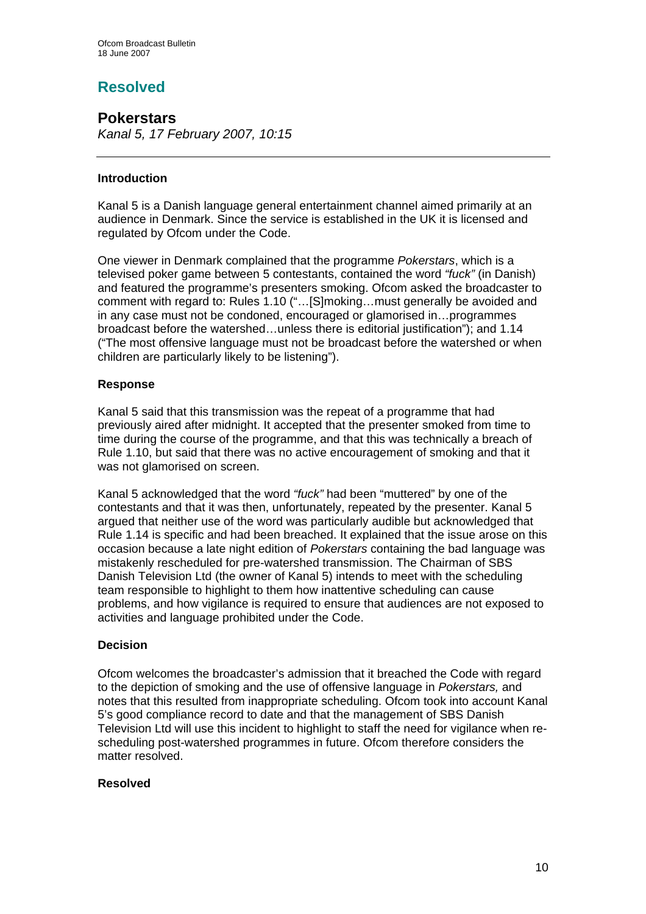## Resolved

### Pokerstars

*Kanal 5, 17 February 2007, 10:15*

---

**Introduction**

Kanal 5 is a Danish language general entertainment channel aimed primarily at an audience in Denmark. Since the service is established in the UK it is licensed and regulated by Ofcom under the Code.

One viewer in Denmark complained that the programme *Pokerstars*, which is a televised poker game between 5 contestants, contained the word *"fuck"* (in Danish) and featured the programme's presenters smoking. Ofcom asked the broadcaster to comment with regard to: Rules 1.10 ("…[S]moking…must generally be avoided and in any case must not be condoned, encouraged or glamorised in…programmes broadcast before the watershed…unless there is editorial justification"); and 1.14 ("The most offensive language must not be broadcast before the watershed or when children are particularly likely to be listening").

**Response**

Kanal 5 said that this transmission was the repeat of a programme that had previously aired after midnight. It accepted that the presenter smoked from time to time during the course of the programme, and that this was technically a breach of Rule 1.10, but said that there was no active encouragement of smoking and that it was not glamorised on screen.

Kanal 5 acknowledged that the word *"fuck"* had been "muttered" by one of the contestants and that it was then, unfortunately, repeated by the presenter. Kanal 5 argued that neither use of the word was particularly audible but acknowledged that Rule 1.14 is specific and had been breached. It explained that the issue arose on this occasion because a late night edition of *Pokerstars* containing the bad language was mistakenly rescheduled for pre-watershed transmission. The Chairman of SBS Danish Television Ltd (the owner of Kanal 5) intends to meet with the scheduling team responsible to highlight to them how inattentive scheduling can cause problems, and how vigilance is required to ensure that audiences are not exposed to activities and language prohibited under the Code.

**Decision**

Ofcom welcomes the broadcaster's admission that it breached the Code with regard to the depiction of smoking and the use of offensive language in *Pokerstars,* and notes that this resulted from inappropriate scheduling. Ofcom took into account Kanal 5's good compliance record to date and that the management of SBS Danish Television Ltd will use this incident to highlight to staff the need for vigilance when re-scheduling post-watershed programmes in future. Ofcom therefore considers the matter resolved.

**Resolved**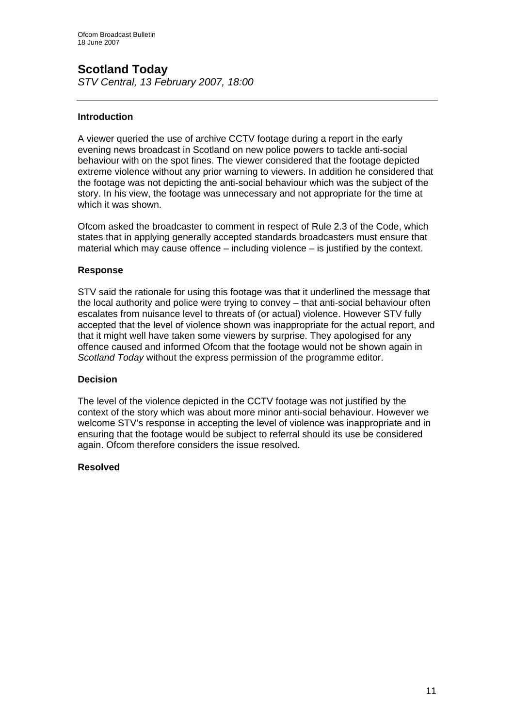# Scotland Today

*STV Central, 13 February 2007, 18:00*

---

### Introduction

A viewer queried the use of archive CCTV footage during a report in the early evening news broadcast in Scotland on new police powers to tackle anti-social behaviour with on the spot fines. The viewer considered that the footage depicted extreme violence without any prior warning to viewers. In addition he considered that the footage was not depicting the anti-social behaviour which was the subject of the story. In his view, the footage was unnecessary and not appropriate for the time at which it was shown.

Ofcom asked the broadcaster to comment in respect of Rule 2.3 of the Code, which states that in applying generally accepted standards broadcasters must ensure that material which may cause offence – including violence – is justified by the context.

### Response

STV said the rationale for using this footage was that it underlined the message that the local authority and police were trying to convey – that anti-social behaviour often escalates from nuisance level to threats of (or actual) violence. However STV fully accepted that the level of violence shown was inappropriate for the actual report, and that it might well have taken some viewers by surprise. They apologised for any offence caused and informed Ofcom that the footage would not be shown again in *Scotland Today* without the express permission of the programme editor.

### Decision

The level of the violence depicted in the CCTV footage was not justified by the context of the story which was about more minor anti-social behaviour. However we welcome STV's response in accepting the level of violence was inappropriate and in ensuring that the footage would be subject to referral should its use be considered again. Ofcom therefore considers the issue resolved.

### Resolved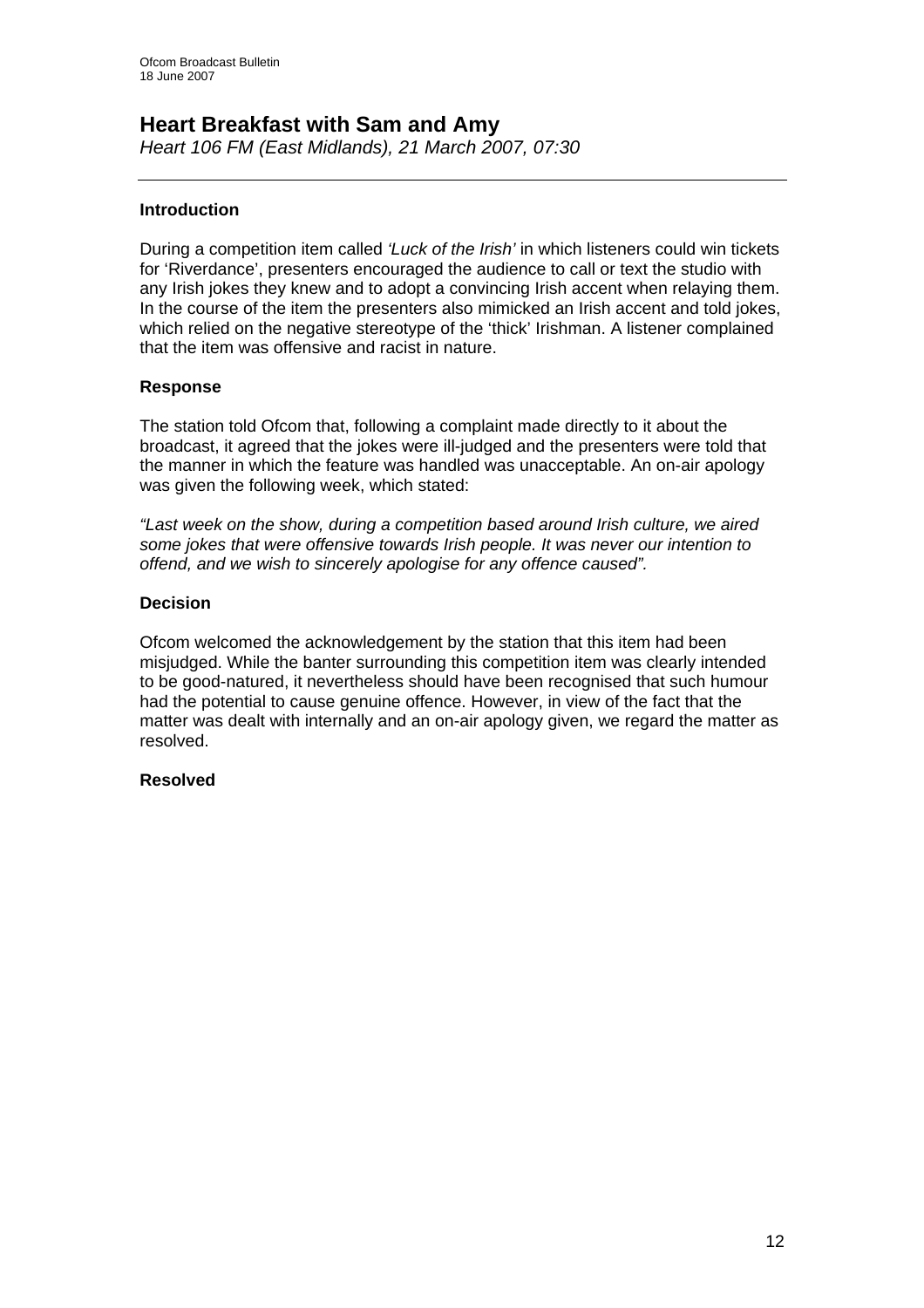# Heart Breakfast with Sam and Amy

*Heart 106 FM (East Midlands), 21 March 2007, 07:30*

---

### Introduction

During a competition item called *'Luck of the Irish'* in which listeners could win tickets for 'Riverdance', presenters encouraged the audience to call or text the studio with any Irish jokes they knew and to adopt a convincing Irish accent when relaying them. In the course of the item the presenters also mimicked an Irish accent and told jokes, which relied on the negative stereotype of the 'thick' Irishman. A listener complained that the item was offensive and racist in nature.

### Response

The station told Ofcom that, following a complaint made directly to it about the broadcast, it agreed that the jokes were ill-judged and the presenters were told that the manner in which the feature was handled was unacceptable. An on-air apology was given the following week, which stated:

*"Last week on the show, during a competition based around Irish culture, we aired some jokes that were offensive towards Irish people. It was never our intention to offend, and we wish to sincerely apologise for any offence caused".*

### Decision

Ofcom welcomed the acknowledgement by the station that this item had been misjudged. While the banter surrounding this competition item was clearly intended to be good-natured, it nevertheless should have been recognised that such humour had the potential to cause genuine offence. However, in view of the fact that the matter was dealt with internally and an on-air apology given, we regard the matter as resolved.

### Resolved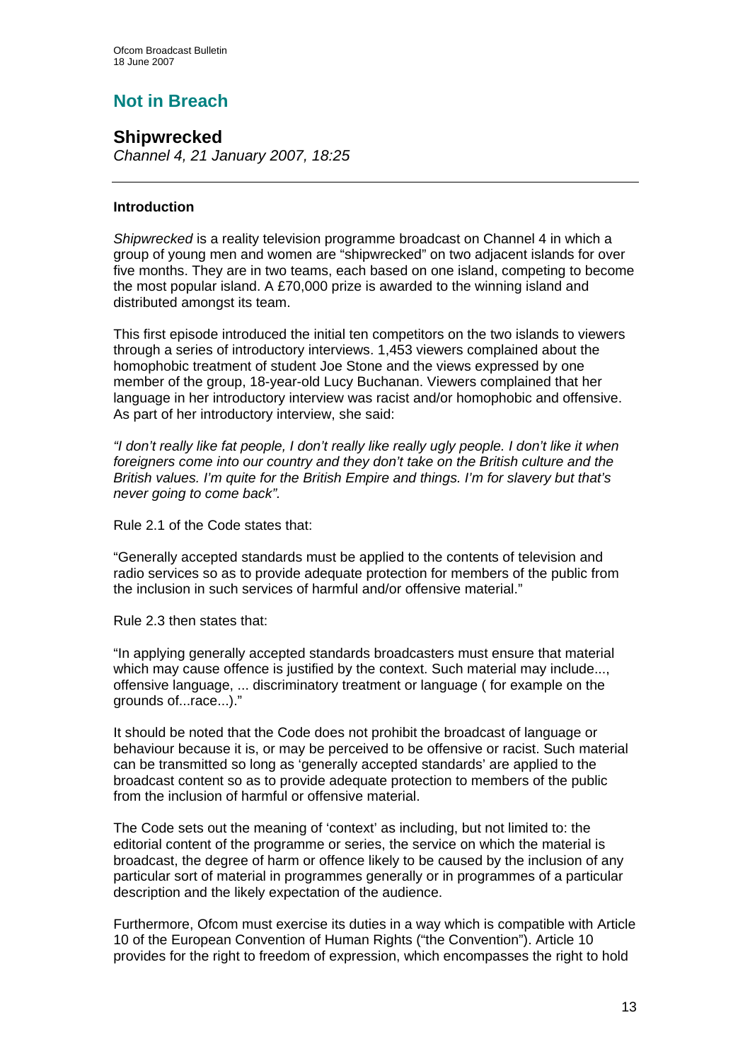# Not in Breach

## Shipwrecked

*Channel 4, 21 January 2007, 18:25*

---

### Introduction

*Shipwrecked* is a reality television programme broadcast on Channel 4 in which a group of young men and women are "shipwrecked" on two adjacent islands for over five months. They are in two teams, each based on one island, competing to become the most popular island. A £70,000 prize is awarded to the winning island and distributed amongst its team.

This first episode introduced the initial ten competitors on the two islands to viewers through a series of introductory interviews. 1,453 viewers complained about the homophobic treatment of student Joe Stone and the views expressed by one member of the group, 18-year-old Lucy Buchanan. Viewers complained that her language in her introductory interview was racist and/or homophobic and offensive. As part of her introductory interview, she said:

*"I don't really like fat people, I don't really like really ugly people. I don't like it when foreigners come into our country and they don't take on the British culture and the British values. I'm quite for the British Empire and things. I'm for slavery but that's never going to come back".*

Rule 2.1 of the Code states that:

"Generally accepted standards must be applied to the contents of television and radio services so as to provide adequate protection for members of the public from the inclusion in such services of harmful and/or offensive material."

Rule 2.3 then states that:

"In applying generally accepted standards broadcasters must ensure that material which may cause offence is justified by the context. Such material may include..., offensive language, ... discriminatory treatment or language ( for example on the grounds of...race...)."

It should be noted that the Code does not prohibit the broadcast of language or behaviour because it is, or may be perceived to be offensive or racist. Such material can be transmitted so long as 'generally accepted standards' are applied to the broadcast content so as to provide adequate protection to members of the public from the inclusion of harmful or offensive material.

The Code sets out the meaning of 'context' as including, but not limited to: the editorial content of the programme or series, the service on which the material is broadcast, the degree of harm or offence likely to be caused by the inclusion of any particular sort of material in programmes generally or in programmes of a particular description and the likely expectation of the audience.

Furthermore, Ofcom must exercise its duties in a way which is compatible with Article 10 of the European Convention of Human Rights ("the Convention"). Article 10 provides for the right to freedom of expression, which encompasses the right to hold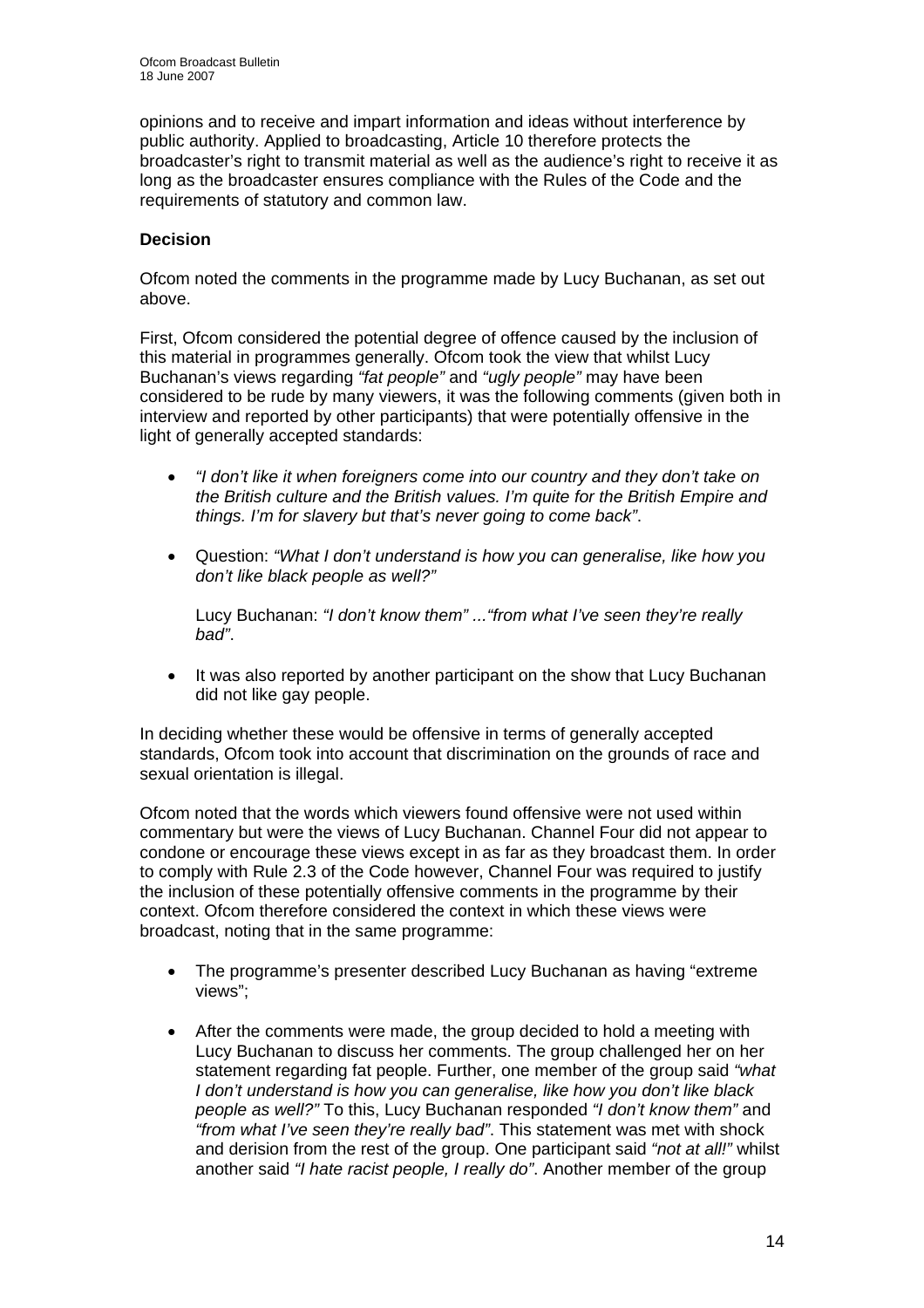opinions and to receive and impart information and ideas without interference by public authority. Applied to broadcasting, Article 10 therefore protects the broadcaster's right to transmit material as well as the audience's right to receive it as long as the broadcaster ensures compliance with the Rules of the Code and the requirements of statutory and common law.

**Decision**

Ofcom noted the comments in the programme made by Lucy Buchanan, as set out above.

First, Ofcom considered the potential degree of offence caused by the inclusion of this material in programmes generally. Ofcom took the view that whilst Lucy Buchanan's views regarding *"fat people"* and *"ugly people"* may have been considered to be rude by many viewers, it was the following comments (given both in interview and reported by other participants) that were potentially offensive in the light of generally accepted standards:

- *"I don't like it when foreigners come into our country and they don't take on the British culture and the British values. I'm quite for the British Empire and things. I'm for slavery but that's never going to come back"*.
- Question: *"What I don't understand is how you can generalise, like how you don't like black people as well?"*

  Lucy Buchanan: *"I don't know them" ..."from what I've seen they're really bad"*.
- It was also reported by another participant on the show that Lucy Buchanan did not like gay people.

In deciding whether these would be offensive in terms of generally accepted standards, Ofcom took into account that discrimination on the grounds of race and sexual orientation is illegal.

Ofcom noted that the words which viewers found offensive were not used within commentary but were the views of Lucy Buchanan. Channel Four did not appear to condone or encourage these views except in as far as they broadcast them. In order to comply with Rule 2.3 of the Code however, Channel Four was required to justify the inclusion of these potentially offensive comments in the programme by their context. Ofcom therefore considered the context in which these views were broadcast, noting that in the same programme:

- The programme's presenter described Lucy Buchanan as having "extreme views";
- After the comments were made, the group decided to hold a meeting with Lucy Buchanan to discuss her comments. The group challenged her on her statement regarding fat people. Further, one member of the group said *"what I don't understand is how you can generalise, like how you don't like black people as well?"* To this, Lucy Buchanan responded *"I don't know them"* and *"from what I've seen they're really bad"*. This statement was met with shock and derision from the rest of the group. One participant said *"not at all!"* whilst another said *"I hate racist people, I really do"*. Another member of the group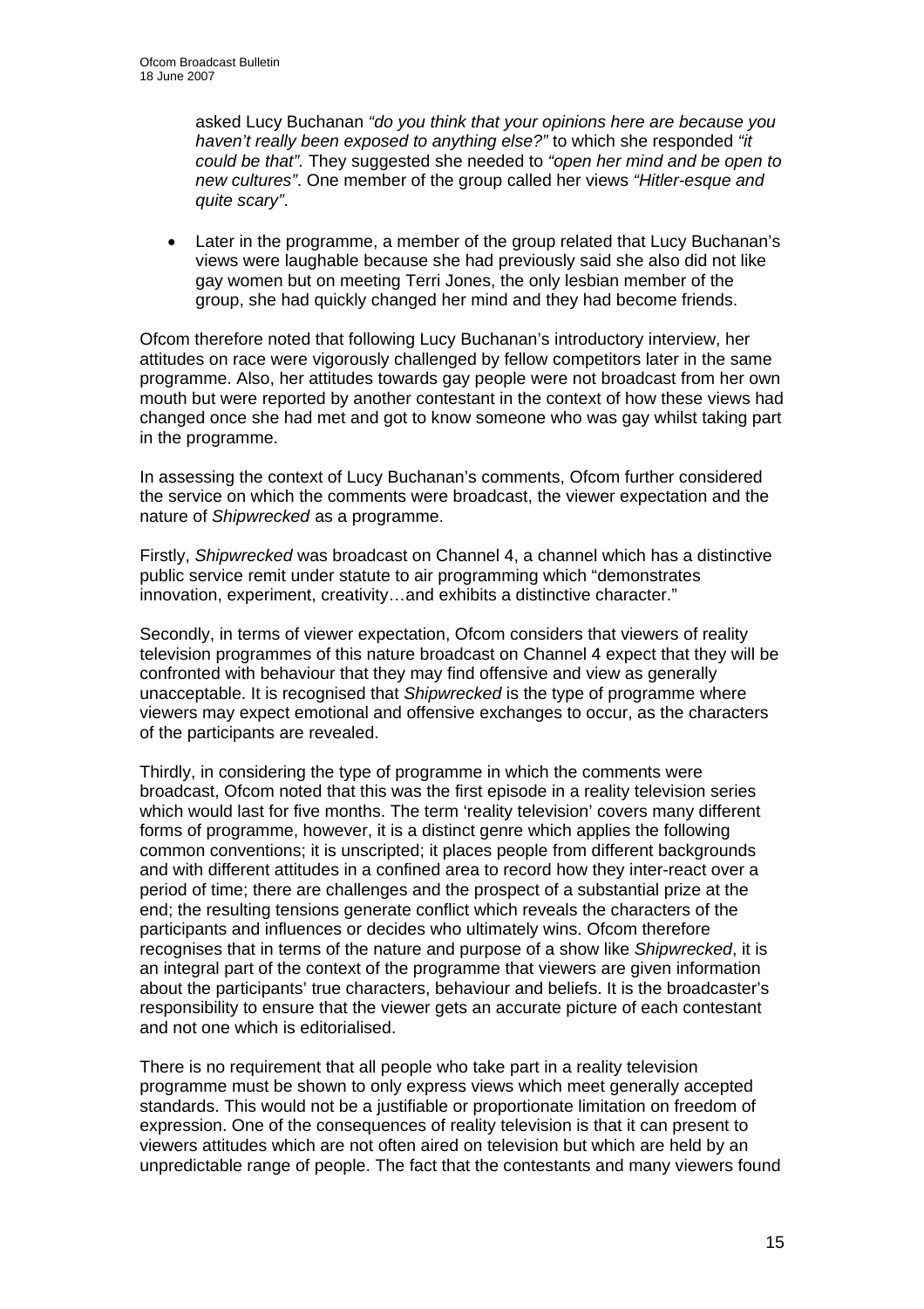asked Lucy Buchanan *"do you think that your opinions here are because you haven't really been exposed to anything else?"* to which she responded *"it could be that"*. They suggested she needed to *"open her mind and be open to new cultures"*. One member of the group called her views *"Hitler-esque and quite scary"*.

- Later in the programme, a member of the group related that Lucy Buchanan's views were laughable because she had previously said she also did not like gay women but on meeting Terri Jones, the only lesbian member of the group, she had quickly changed her mind and they had become friends.

Ofcom therefore noted that following Lucy Buchanan's introductory interview, her attitudes on race were vigorously challenged by fellow competitors later in the same programme. Also, her attitudes towards gay people were not broadcast from her own mouth but were reported by another contestant in the context of how these views had changed once she had met and got to know someone who was gay whilst taking part in the programme.

In assessing the context of Lucy Buchanan's comments, Ofcom further considered the service on which the comments were broadcast, the viewer expectation and the nature of *Shipwrecked* as a programme.

Firstly, *Shipwrecked* was broadcast on Channel 4, a channel which has a distinctive public service remit under statute to air programming which "demonstrates innovation, experiment, creativity…and exhibits a distinctive character."

Secondly, in terms of viewer expectation, Ofcom considers that viewers of reality television programmes of this nature broadcast on Channel 4 expect that they will be confronted with behaviour that they may find offensive and view as generally unacceptable. It is recognised that *Shipwrecked* is the type of programme where viewers may expect emotional and offensive exchanges to occur, as the characters of the participants are revealed.

Thirdly, in considering the type of programme in which the comments were broadcast, Ofcom noted that this was the first episode in a reality television series which would last for five months. The term 'reality television' covers many different forms of programme, however, it is a distinct genre which applies the following common conventions; it is unscripted; it places people from different backgrounds and with different attitudes in a confined area to record how they inter-react over a period of time; there are challenges and the prospect of a substantial prize at the end; the resulting tensions generate conflict which reveals the characters of the participants and influences or decides who ultimately wins. Ofcom therefore recognises that in terms of the nature and purpose of a show like *Shipwrecked*, it is an integral part of the context of the programme that viewers are given information about the participants' true characters, behaviour and beliefs. It is the broadcaster's responsibility to ensure that the viewer gets an accurate picture of each contestant and not one which is editorialised.

There is no requirement that all people who take part in a reality television programme must be shown to only express views which meet generally accepted standards. This would not be a justifiable or proportionate limitation on freedom of expression. One of the consequences of reality television is that it can present to viewers attitudes which are not often aired on television but which are held by an unpredictable range of people. The fact that the contestants and many viewers found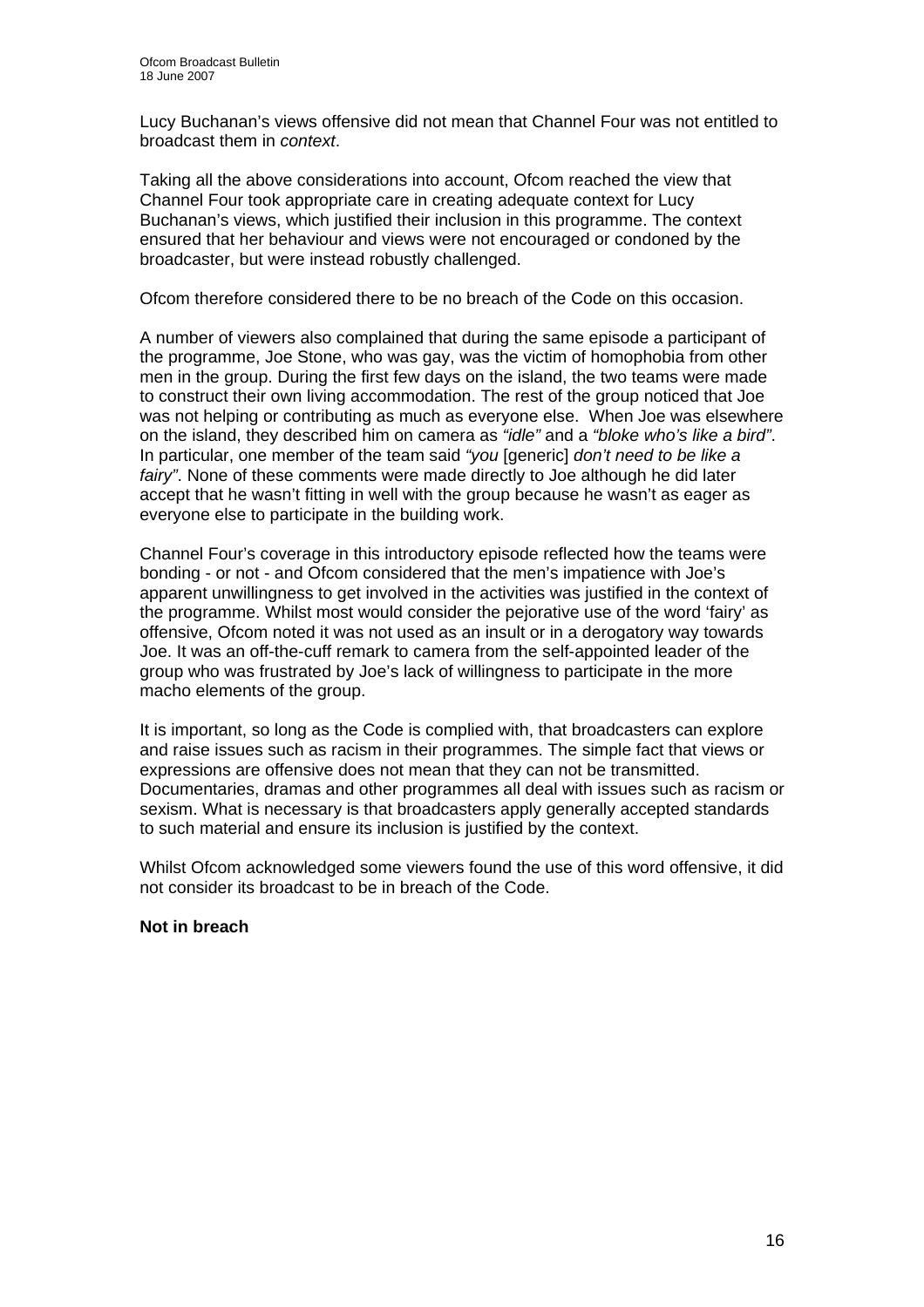Lucy Buchanan's views offensive did not mean that Channel Four was not entitled to broadcast them in *context*.

Taking all the above considerations into account, Ofcom reached the view that Channel Four took appropriate care in creating adequate context for Lucy Buchanan's views, which justified their inclusion in this programme. The context ensured that her behaviour and views were not encouraged or condoned by the broadcaster, but were instead robustly challenged.

Ofcom therefore considered there to be no breach of the Code on this occasion.

A number of viewers also complained that during the same episode a participant of the programme, Joe Stone, who was gay, was the victim of homophobia from other men in the group. During the first few days on the island, the two teams were made to construct their own living accommodation. The rest of the group noticed that Joe was not helping or contributing as much as everyone else. When Joe was elsewhere on the island, they described him on camera as *"idle"* and a *"bloke who's like a bird"*. In particular, one member of the team said *"you* [generic] *don't need to be like a fairy"*. None of these comments were made directly to Joe although he did later accept that he wasn't fitting in well with the group because he wasn't as eager as everyone else to participate in the building work.

Channel Four's coverage in this introductory episode reflected how the teams were bonding - or not - and Ofcom considered that the men's impatience with Joe's apparent unwillingness to get involved in the activities was justified in the context of the programme. Whilst most would consider the pejorative use of the word 'fairy' as offensive, Ofcom noted it was not used as an insult or in a derogatory way towards Joe. It was an off-the-cuff remark to camera from the self-appointed leader of the group who was frustrated by Joe's lack of willingness to participate in the more macho elements of the group.

It is important, so long as the Code is complied with, that broadcasters can explore and raise issues such as racism in their programmes. The simple fact that views or expressions are offensive does not mean that they can not be transmitted. Documentaries, dramas and other programmes all deal with issues such as racism or sexism. What is necessary is that broadcasters apply generally accepted standards to such material and ensure its inclusion is justified by the context.

Whilst Ofcom acknowledged some viewers found the use of this word offensive, it did not consider its broadcast to be in breach of the Code.

**Not in breach**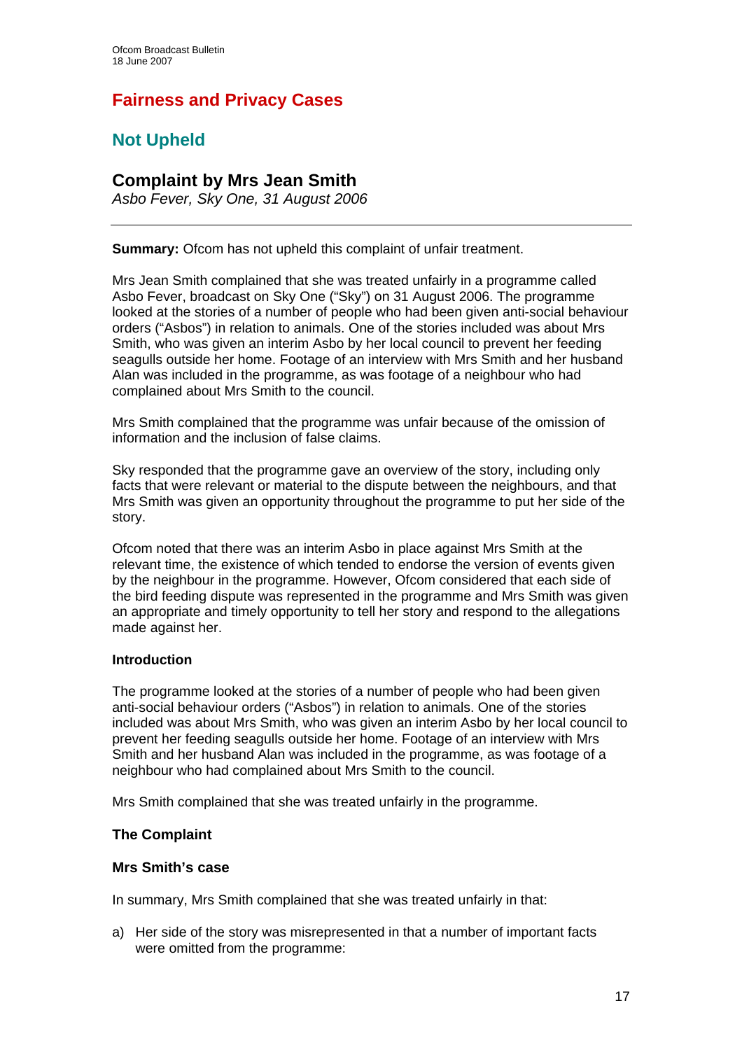## Fairness and Privacy Cases

## Not Upheld

### Complaint by Mrs Jean Smith

*Asbo Fever, Sky One, 31 August 2006*

---

**Summary:** Ofcom has not upheld this complaint of unfair treatment.

Mrs Jean Smith complained that she was treated unfairly in a programme called Asbo Fever, broadcast on Sky One ("Sky") on 31 August 2006. The programme looked at the stories of a number of people who had been given anti-social behaviour orders ("Asbos") in relation to animals. One of the stories included was about Mrs Smith, who was given an interim Asbo by her local council to prevent her feeding seagulls outside her home. Footage of an interview with Mrs Smith and her husband Alan was included in the programme, as was footage of a neighbour who had complained about Mrs Smith to the council.

Mrs Smith complained that the programme was unfair because of the omission of information and the inclusion of false claims.

Sky responded that the programme gave an overview of the story, including only facts that were relevant or material to the dispute between the neighbours, and that Mrs Smith was given an opportunity throughout the programme to put her side of the story.

Ofcom noted that there was an interim Asbo in place against Mrs Smith at the relevant time, the existence of which tended to endorse the version of events given by the neighbour in the programme. However, Ofcom considered that each side of the bird feeding dispute was represented in the programme and Mrs Smith was given an appropriate and timely opportunity to tell her story and respond to the allegations made against her.

**Introduction**

The programme looked at the stories of a number of people who had been given anti-social behaviour orders ("Asbos") in relation to animals. One of the stories included was about Mrs Smith, who was given an interim Asbo by her local council to prevent her feeding seagulls outside her home. Footage of an interview with Mrs Smith and her husband Alan was included in the programme, as was footage of a neighbour who had complained about Mrs Smith to the council.

Mrs Smith complained that she was treated unfairly in the programme.

**The Complaint**

**Mrs Smith's case**

In summary, Mrs Smith complained that she was treated unfairly in that:

a) Her side of the story was misrepresented in that a number of important facts were omitted from the programme: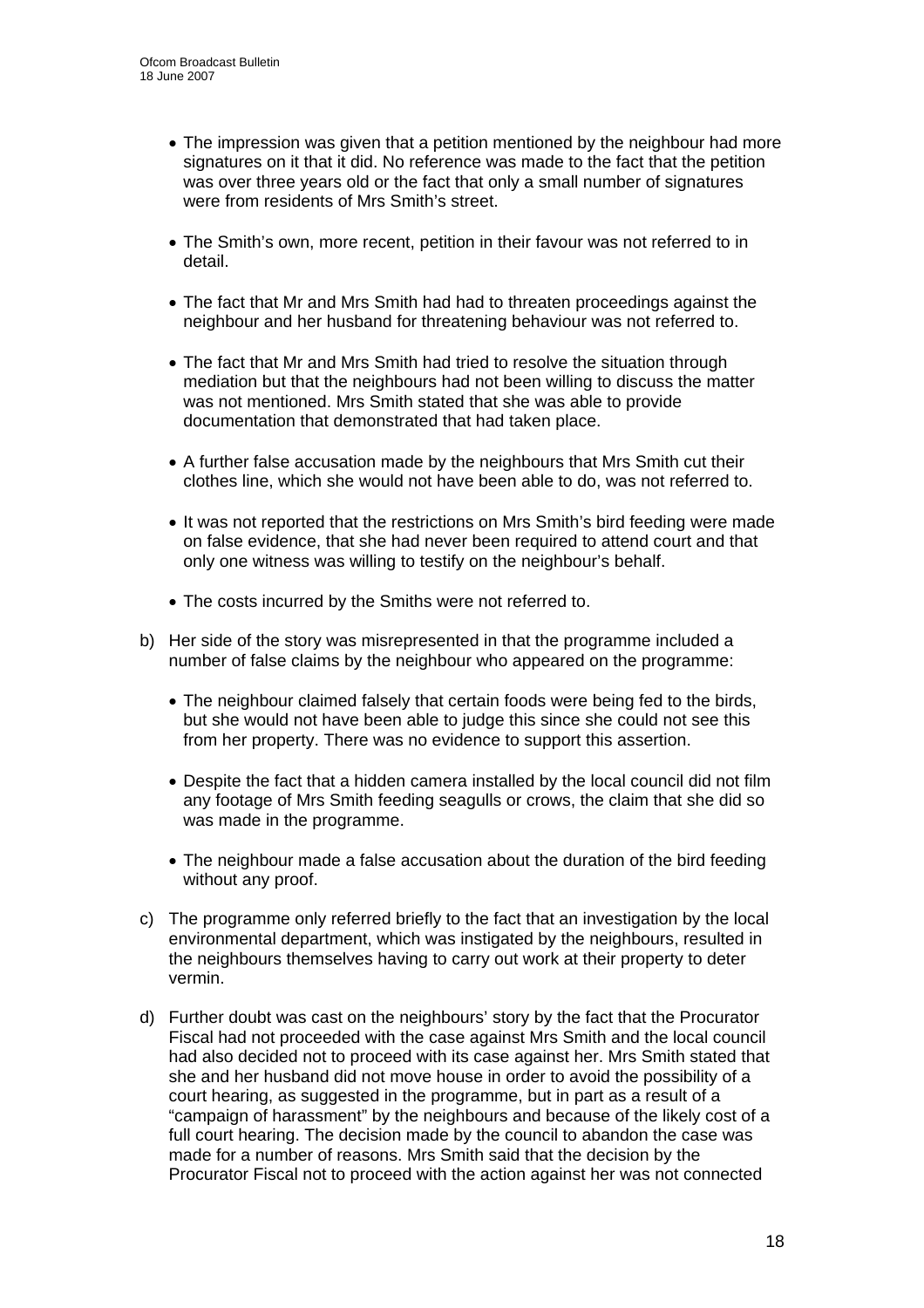- The impression was given that a petition mentioned by the neighbour had more signatures on it that it did. No reference was made to the fact that the petition was over three years old or the fact that only a small number of signatures were from residents of Mrs Smith's street.

- The Smith's own, more recent, petition in their favour was not referred to in detail.

- The fact that Mr and Mrs Smith had had to threaten proceedings against the neighbour and her husband for threatening behaviour was not referred to.

- The fact that Mr and Mrs Smith had tried to resolve the situation through mediation but that the neighbours had not been willing to discuss the matter was not mentioned. Mrs Smith stated that she was able to provide documentation that demonstrated that had taken place.

- A further false accusation made by the neighbours that Mrs Smith cut their clothes line, which she would not have been able to do, was not referred to.

- It was not reported that the restrictions on Mrs Smith's bird feeding were made on false evidence, that she had never been required to attend court and that only one witness was willing to testify on the neighbour's behalf.

- The costs incurred by the Smiths were not referred to.

b) Her side of the story was misrepresented in that the programme included a number of false claims by the neighbour who appeared on the programme:

   - The neighbour claimed falsely that certain foods were being fed to the birds, but she would not have been able to judge this since she could not see this from her property. There was no evidence to support this assertion.

   - Despite the fact that a hidden camera installed by the local council did not film any footage of Mrs Smith feeding seagulls or crows, the claim that she did so was made in the programme.

   - The neighbour made a false accusation about the duration of the bird feeding without any proof.

c) The programme only referred briefly to the fact that an investigation by the local environmental department, which was instigated by the neighbours, resulted in the neighbours themselves having to carry out work at their property to deter vermin.

d) Further doubt was cast on the neighbours' story by the fact that the Procurator Fiscal had not proceeded with the case against Mrs Smith and the local council had also decided not to proceed with its case against her. Mrs Smith stated that she and her husband did not move house in order to avoid the possibility of a court hearing, as suggested in the programme, but in part as a result of a "campaign of harassment" by the neighbours and because of the likely cost of a full court hearing. The decision made by the council to abandon the case was made for a number of reasons. Mrs Smith said that the decision by the Procurator Fiscal not to proceed with the action against her was not connected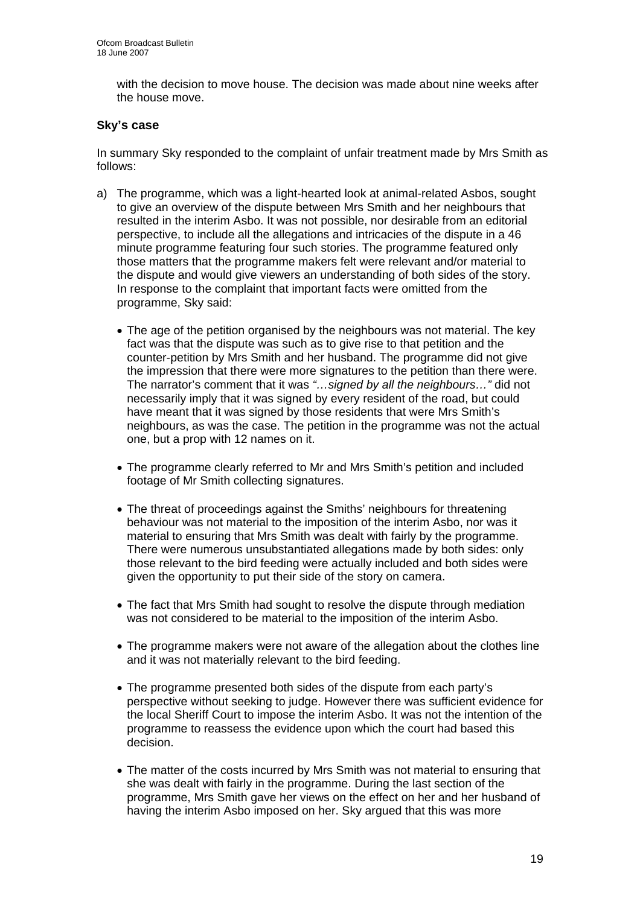with the decision to move house. The decision was made about nine weeks after the house move.

**Sky's case**

In summary Sky responded to the complaint of unfair treatment made by Mrs Smith as follows:

a) The programme, which was a light-hearted look at animal-related Asbos, sought to give an overview of the dispute between Mrs Smith and her neighbours that resulted in the interim Asbo. It was not possible, nor desirable from an editorial perspective, to include all the allegations and intricacies of the dispute in a 46 minute programme featuring four such stories. The programme featured only those matters that the programme makers felt were relevant and/or material to the dispute and would give viewers an understanding of both sides of the story. In response to the complaint that important facts were omitted from the programme, Sky said:

   - The age of the petition organised by the neighbours was not material. The key fact was that the dispute was such as to give rise to that petition and the counter-petition by Mrs Smith and her husband. The programme did not give the impression that there were more signatures to the petition than there were. The narrator's comment that it was *"…signed by all the neighbours…"* did not necessarily imply that it was signed by every resident of the road, but could have meant that it was signed by those residents that were Mrs Smith's neighbours, as was the case. The petition in the programme was not the actual one, but a prop with 12 names on it.

   - The programme clearly referred to Mr and Mrs Smith's petition and included footage of Mr Smith collecting signatures.

   - The threat of proceedings against the Smiths' neighbours for threatening behaviour was not material to the imposition of the interim Asbo, nor was it material to ensuring that Mrs Smith was dealt with fairly by the programme. There were numerous unsubstantiated allegations made by both sides: only those relevant to the bird feeding were actually included and both sides were given the opportunity to put their side of the story on camera.

   - The fact that Mrs Smith had sought to resolve the dispute through mediation was not considered to be material to the imposition of the interim Asbo.

   - The programme makers were not aware of the allegation about the clothes line and it was not materially relevant to the bird feeding.

   - The programme presented both sides of the dispute from each party's perspective without seeking to judge. However there was sufficient evidence for the local Sheriff Court to impose the interim Asbo. It was not the intention of the programme to reassess the evidence upon which the court had based this decision.

   - The matter of the costs incurred by Mrs Smith was not material to ensuring that she was dealt with fairly in the programme. During the last section of the programme, Mrs Smith gave her views on the effect on her and her husband of having the interim Asbo imposed on her. Sky argued that this was more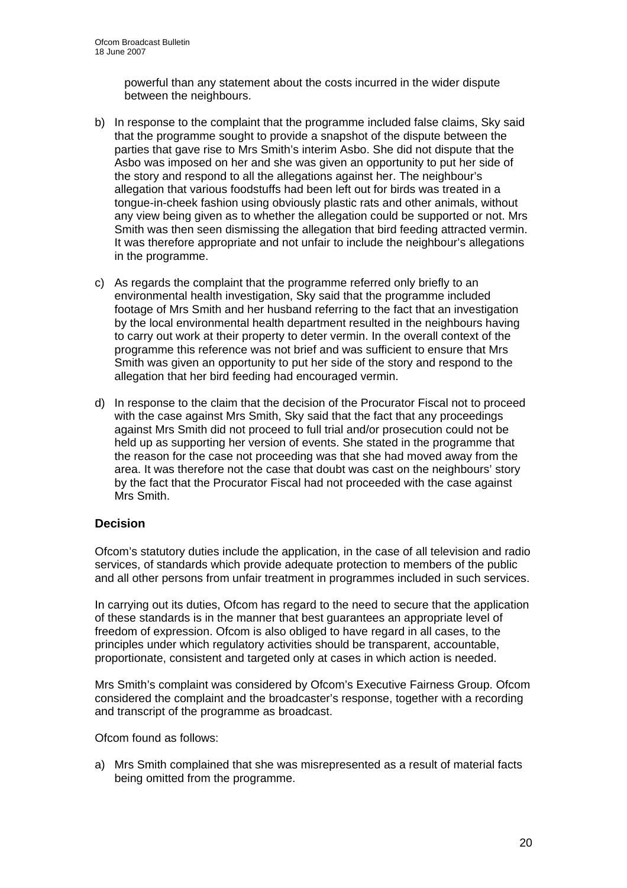powerful than any statement about the costs incurred in the wider dispute between the neighbours.

b) In response to the complaint that the programme included false claims, Sky said that the programme sought to provide a snapshot of the dispute between the parties that gave rise to Mrs Smith's interim Asbo. She did not dispute that the Asbo was imposed on her and she was given an opportunity to put her side of the story and respond to all the allegations against her. The neighbour's allegation that various foodstuffs had been left out for birds was treated in a tongue-in-cheek fashion using obviously plastic rats and other animals, without any view being given as to whether the allegation could be supported or not. Mrs Smith was then seen dismissing the allegation that bird feeding attracted vermin. It was therefore appropriate and not unfair to include the neighbour's allegations in the programme.

c) As regards the complaint that the programme referred only briefly to an environmental health investigation, Sky said that the programme included footage of Mrs Smith and her husband referring to the fact that an investigation by the local environmental health department resulted in the neighbours having to carry out work at their property to deter vermin. In the overall context of the programme this reference was not brief and was sufficient to ensure that Mrs Smith was given an opportunity to put her side of the story and respond to the allegation that her bird feeding had encouraged vermin.

d) In response to the claim that the decision of the Procurator Fiscal not to proceed with the case against Mrs Smith, Sky said that the fact that any proceedings against Mrs Smith did not proceed to full trial and/or prosecution could not be held up as supporting her version of events. She stated in the programme that the reason for the case not proceeding was that she had moved away from the area. It was therefore not the case that doubt was cast on the neighbours' story by the fact that the Procurator Fiscal had not proceeded with the case against Mrs Smith.

## Decision

Ofcom's statutory duties include the application, in the case of all television and radio services, of standards which provide adequate protection to members of the public and all other persons from unfair treatment in programmes included in such services.

In carrying out its duties, Ofcom has regard to the need to secure that the application of these standards is in the manner that best guarantees an appropriate level of freedom of expression. Ofcom is also obliged to have regard in all cases, to the principles under which regulatory activities should be transparent, accountable, proportionate, consistent and targeted only at cases in which action is needed.

Mrs Smith's complaint was considered by Ofcom's Executive Fairness Group. Ofcom considered the complaint and the broadcaster's response, together with a recording and transcript of the programme as broadcast.

Ofcom found as follows:

a) Mrs Smith complained that she was misrepresented as a result of material facts being omitted from the programme.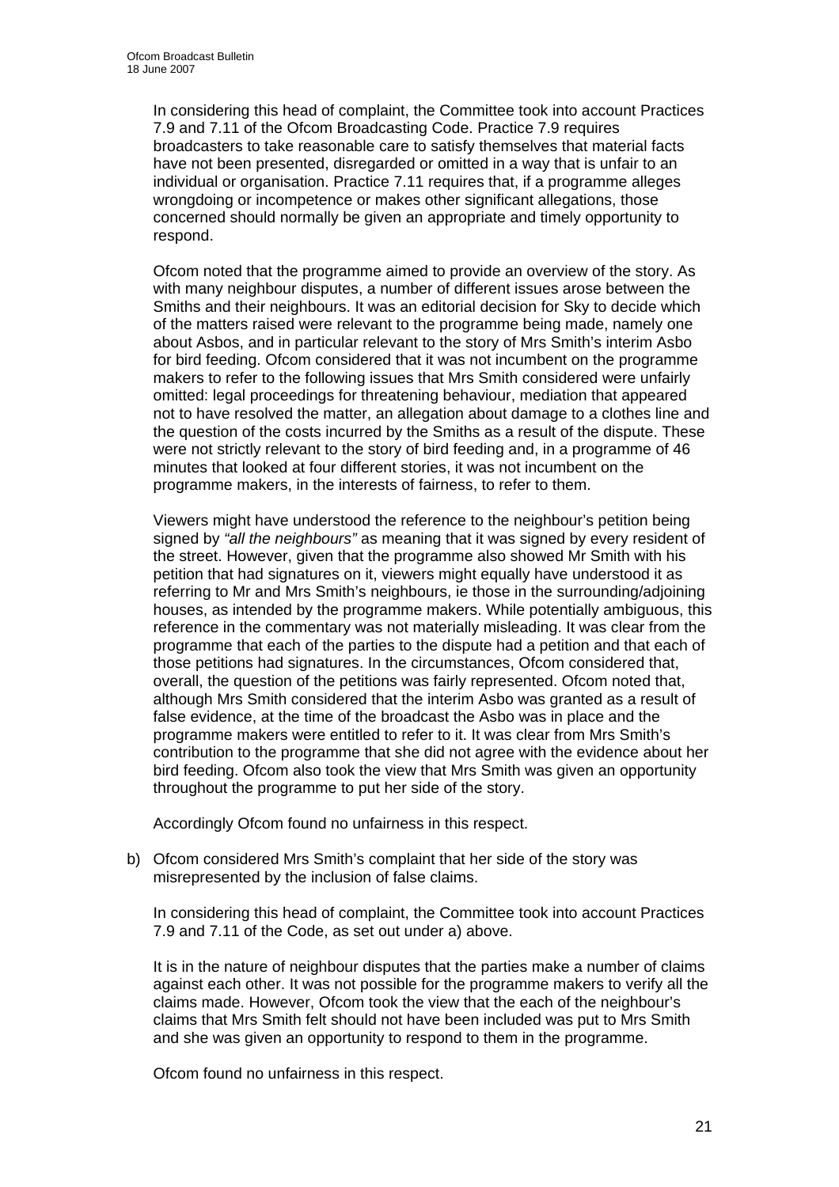In considering this head of complaint, the Committee took into account Practices 7.9 and 7.11 of the Ofcom Broadcasting Code. Practice 7.9 requires broadcasters to take reasonable care to satisfy themselves that material facts have not been presented, disregarded or omitted in a way that is unfair to an individual or organisation. Practice 7.11 requires that, if a programme alleges wrongdoing or incompetence or makes other significant allegations, those concerned should normally be given an appropriate and timely opportunity to respond.

Ofcom noted that the programme aimed to provide an overview of the story. As with many neighbour disputes, a number of different issues arose between the Smiths and their neighbours. It was an editorial decision for Sky to decide which of the matters raised were relevant to the programme being made, namely one about Asbos, and in particular relevant to the story of Mrs Smith's interim Asbo for bird feeding. Ofcom considered that it was not incumbent on the programme makers to refer to the following issues that Mrs Smith considered were unfairly omitted: legal proceedings for threatening behaviour, mediation that appeared not to have resolved the matter, an allegation about damage to a clothes line and the question of the costs incurred by the Smiths as a result of the dispute. These were not strictly relevant to the story of bird feeding and, in a programme of 46 minutes that looked at four different stories, it was not incumbent on the programme makers, in the interests of fairness, to refer to them.

Viewers might have understood the reference to the neighbour's petition being signed by *"all the neighbours"* as meaning that it was signed by every resident of the street. However, given that the programme also showed Mr Smith with his petition that had signatures on it, viewers might equally have understood it as referring to Mr and Mrs Smith's neighbours, ie those in the surrounding/adjoining houses, as intended by the programme makers. While potentially ambiguous, this reference in the commentary was not materially misleading. It was clear from the programme that each of the parties to the dispute had a petition and that each of those petitions had signatures. In the circumstances, Ofcom considered that, overall, the question of the petitions was fairly represented. Ofcom noted that, although Mrs Smith considered that the interim Asbo was granted as a result of false evidence, at the time of the broadcast the Asbo was in place and the programme makers were entitled to refer to it. It was clear from Mrs Smith's contribution to the programme that she did not agree with the evidence about her bird feeding. Ofcom also took the view that Mrs Smith was given an opportunity throughout the programme to put her side of the story.

Accordingly Ofcom found no unfairness in this respect.

b) Ofcom considered Mrs Smith's complaint that her side of the story was misrepresented by the inclusion of false claims.

In considering this head of complaint, the Committee took into account Practices 7.9 and 7.11 of the Code, as set out under a) above.

It is in the nature of neighbour disputes that the parties make a number of claims against each other. It was not possible for the programme makers to verify all the claims made. However, Ofcom took the view that the each of the neighbour's claims that Mrs Smith felt should not have been included was put to Mrs Smith and she was given an opportunity to respond to them in the programme.

Ofcom found no unfairness in this respect.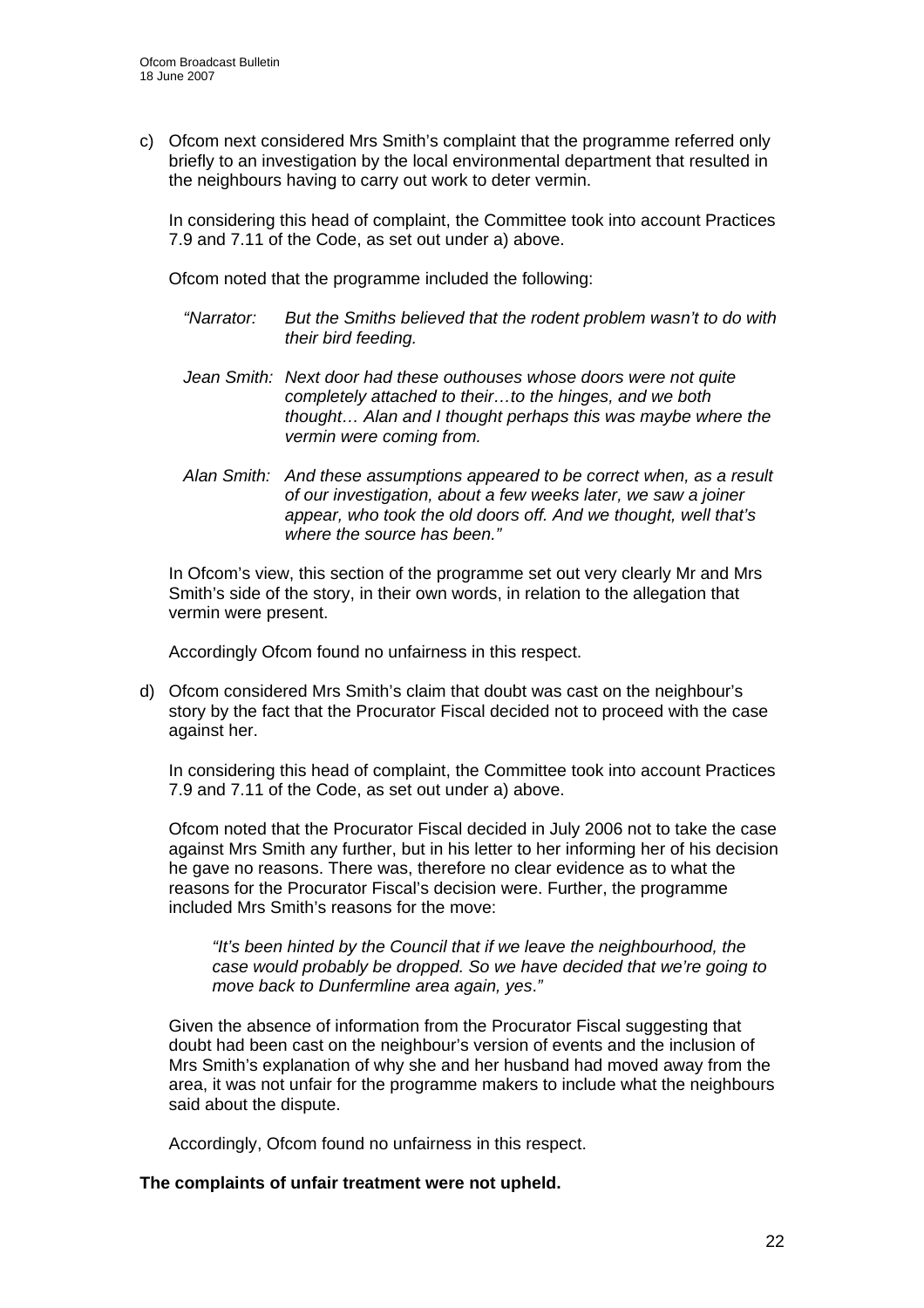c) Ofcom next considered Mrs Smith's complaint that the programme referred only briefly to an investigation by the local environmental department that resulted in the neighbours having to carry out work to deter vermin.

   In considering this head of complaint, the Committee took into account Practices 7.9 and 7.11 of the Code, as set out under a) above.

   Ofcom noted that the programme included the following:

   *"Narrator: But the Smiths believed that the rodent problem wasn't to do with their bird feeding.*

   *Jean Smith: Next door had these outhouses whose doors were not quite completely attached to their…to the hinges, and we both thought… Alan and I thought perhaps this was maybe where the vermin were coming from.*

   *Alan Smith: And these assumptions appeared to be correct when, as a result of our investigation, about a few weeks later, we saw a joiner appear, who took the old doors off. And we thought, well that's where the source has been."*

   In Ofcom's view, this section of the programme set out very clearly Mr and Mrs Smith's side of the story, in their own words, in relation to the allegation that vermin were present.

   Accordingly Ofcom found no unfairness in this respect.

d) Ofcom considered Mrs Smith's claim that doubt was cast on the neighbour's story by the fact that the Procurator Fiscal decided not to proceed with the case against her.

   In considering this head of complaint, the Committee took into account Practices 7.9 and 7.11 of the Code, as set out under a) above.

   Ofcom noted that the Procurator Fiscal decided in July 2006 not to take the case against Mrs Smith any further, but in his letter to her informing her of his decision he gave no reasons. There was, therefore no clear evidence as to what the reasons for the Procurator Fiscal's decision were. Further, the programme included Mrs Smith's reasons for the move:

   > *"It's been hinted by the Council that if we leave the neighbourhood, the case would probably be dropped. So we have decided that we're going to move back to Dunfermline area again, yes."*

   Given the absence of information from the Procurator Fiscal suggesting that doubt had been cast on the neighbour's version of events and the inclusion of Mrs Smith's explanation of why she and her husband had moved away from the area, it was not unfair for the programme makers to include what the neighbours said about the dispute.

   Accordingly, Ofcom found no unfairness in this respect.

**The complaints of unfair treatment were not upheld.**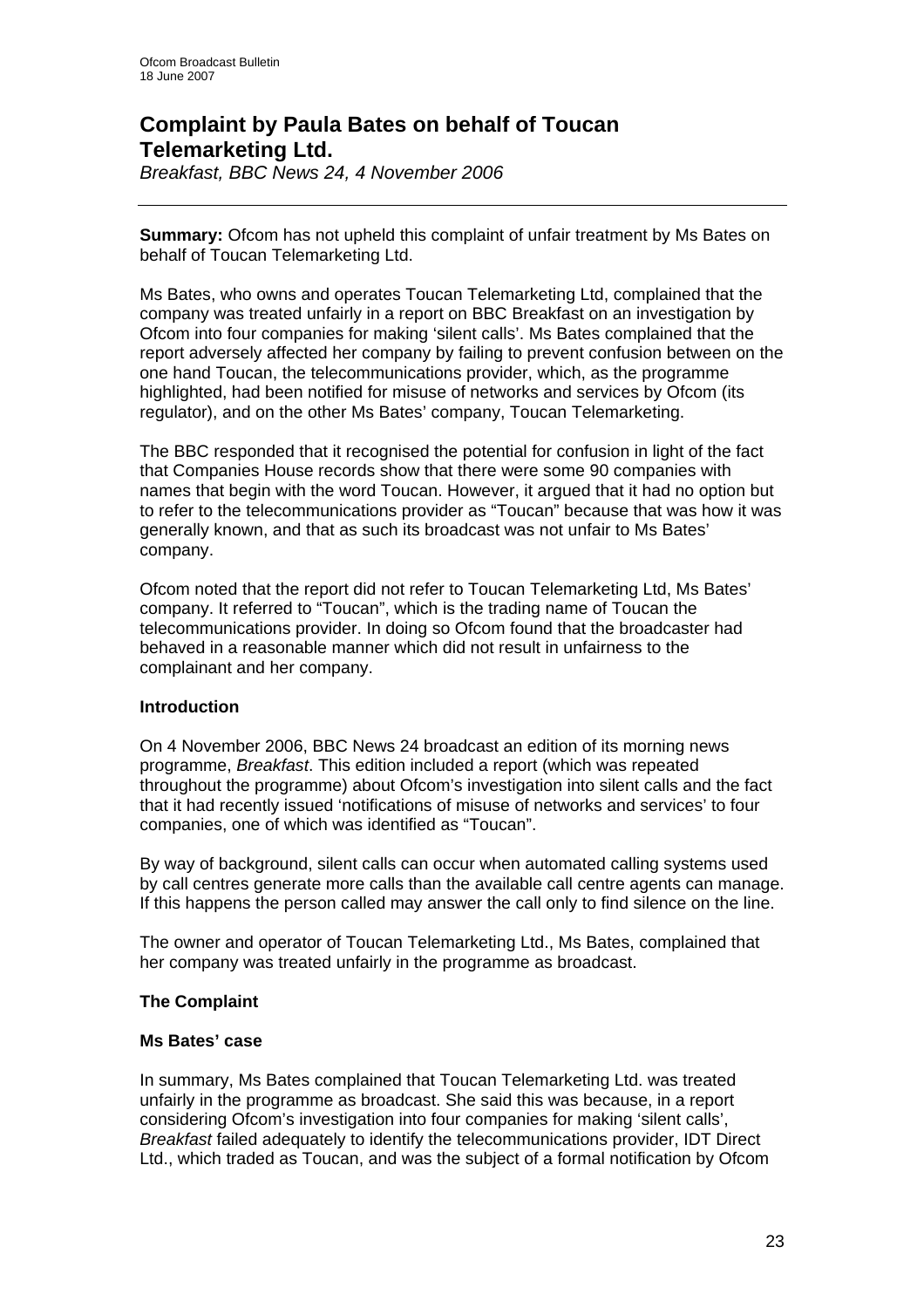# Complaint by Paula Bates on behalf of Toucan Telemarketing Ltd.

*Breakfast, BBC News 24, 4 November 2006*

---

**Summary:** Ofcom has not upheld this complaint of unfair treatment by Ms Bates on behalf of Toucan Telemarketing Ltd.

Ms Bates, who owns and operates Toucan Telemarketing Ltd, complained that the company was treated unfairly in a report on BBC Breakfast on an investigation by Ofcom into four companies for making 'silent calls'. Ms Bates complained that the report adversely affected her company by failing to prevent confusion between on the one hand Toucan, the telecommunications provider, which, as the programme highlighted, had been notified for misuse of networks and services by Ofcom (its regulator), and on the other Ms Bates' company, Toucan Telemarketing.

The BBC responded that it recognised the potential for confusion in light of the fact that Companies House records show that there were some 90 companies with names that begin with the word Toucan. However, it argued that it had no option but to refer to the telecommunications provider as "Toucan" because that was how it was generally known, and that as such its broadcast was not unfair to Ms Bates' company.

Ofcom noted that the report did not refer to Toucan Telemarketing Ltd, Ms Bates' company. It referred to "Toucan", which is the trading name of Toucan the telecommunications provider. In doing so Ofcom found that the broadcaster had behaved in a reasonable manner which did not result in unfairness to the complainant and her company.

### Introduction

On 4 November 2006, BBC News 24 broadcast an edition of its morning news programme, *Breakfast*. This edition included a report (which was repeated throughout the programme) about Ofcom's investigation into silent calls and the fact that it had recently issued 'notifications of misuse of networks and services' to four companies, one of which was identified as "Toucan".

By way of background, silent calls can occur when automated calling systems used by call centres generate more calls than the available call centre agents can manage. If this happens the person called may answer the call only to find silence on the line.

The owner and operator of Toucan Telemarketing Ltd., Ms Bates, complained that her company was treated unfairly in the programme as broadcast.

### The Complaint

#### Ms Bates' case

In summary, Ms Bates complained that Toucan Telemarketing Ltd. was treated unfairly in the programme as broadcast. She said this was because, in a report considering Ofcom's investigation into four companies for making 'silent calls', *Breakfast* failed adequately to identify the telecommunications provider, IDT Direct Ltd., which traded as Toucan, and was the subject of a formal notification by Ofcom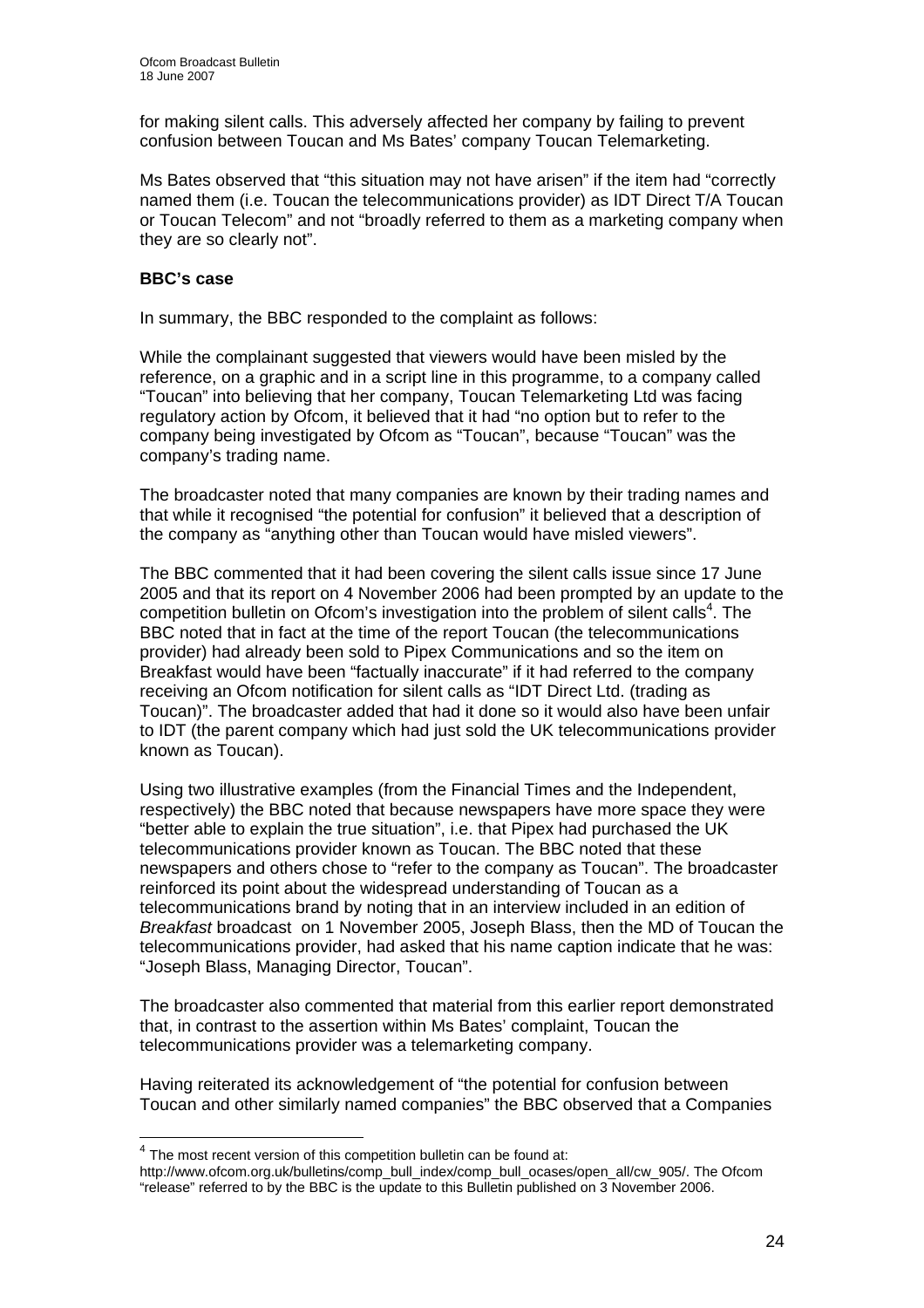for making silent calls. This adversely affected her company by failing to prevent confusion between Toucan and Ms Bates' company Toucan Telemarketing.

Ms Bates observed that "this situation may not have arisen" if the item had "correctly named them (i.e. Toucan the telecommunications provider) as IDT Direct T/A Toucan or Toucan Telecom" and not "broadly referred to them as a marketing company when they are so clearly not".

**BBC's case**

In summary, the BBC responded to the complaint as follows:

While the complainant suggested that viewers would have been misled by the reference, on a graphic and in a script line in this programme, to a company called "Toucan" into believing that her company, Toucan Telemarketing Ltd was facing regulatory action by Ofcom, it believed that it had "no option but to refer to the company being investigated by Ofcom as "Toucan", because "Toucan" was the company's trading name.

The broadcaster noted that many companies are known by their trading names and that while it recognised "the potential for confusion" it believed that a description of the company as "anything other than Toucan would have misled viewers".

The BBC commented that it had been covering the silent calls issue since 17 June 2005 and that its report on 4 November 2006 had been prompted by an update to the competition bulletin on Ofcom's investigation into the problem of silent calls[4]. The BBC noted that in fact at the time of the report Toucan (the telecommunications provider) had already been sold to Pipex Communications and so the item on Breakfast would have been "factually inaccurate" if it had referred to the company receiving an Ofcom notification for silent calls as "IDT Direct Ltd. (trading as Toucan)". The broadcaster added that had it done so it would also have been unfair to IDT (the parent company which had just sold the UK telecommunications provider known as Toucan).

Using two illustrative examples (from the Financial Times and the Independent, respectively) the BBC noted that because newspapers have more space they were "better able to explain the true situation", i.e. that Pipex had purchased the UK telecommunications provider known as Toucan. The BBC noted that these newspapers and others chose to "refer to the company as Toucan". The broadcaster reinforced its point about the widespread understanding of Toucan as a telecommunications brand by noting that in an interview included in an edition of *Breakfast* broadcast on 1 November 2005, Joseph Blass, then the MD of Toucan the telecommunications provider, had asked that his name caption indicate that he was: "Joseph Blass, Managing Director, Toucan".

The broadcaster also commented that material from this earlier report demonstrated that, in contrast to the assertion within Ms Bates' complaint, Toucan the telecommunications provider was a telemarketing company.

Having reiterated its acknowledgement of "the potential for confusion between Toucan and other similarly named companies" the BBC observed that a Companies

---

[4] The most recent version of this competition bulletin can be found at: http://www.ofcom.org.uk/bulletins/comp_bull_index/comp_bull_ocases/open_all/cw_905/. The Ofcom "release" referred to by the BBC is the update to this Bulletin published on 3 November 2006.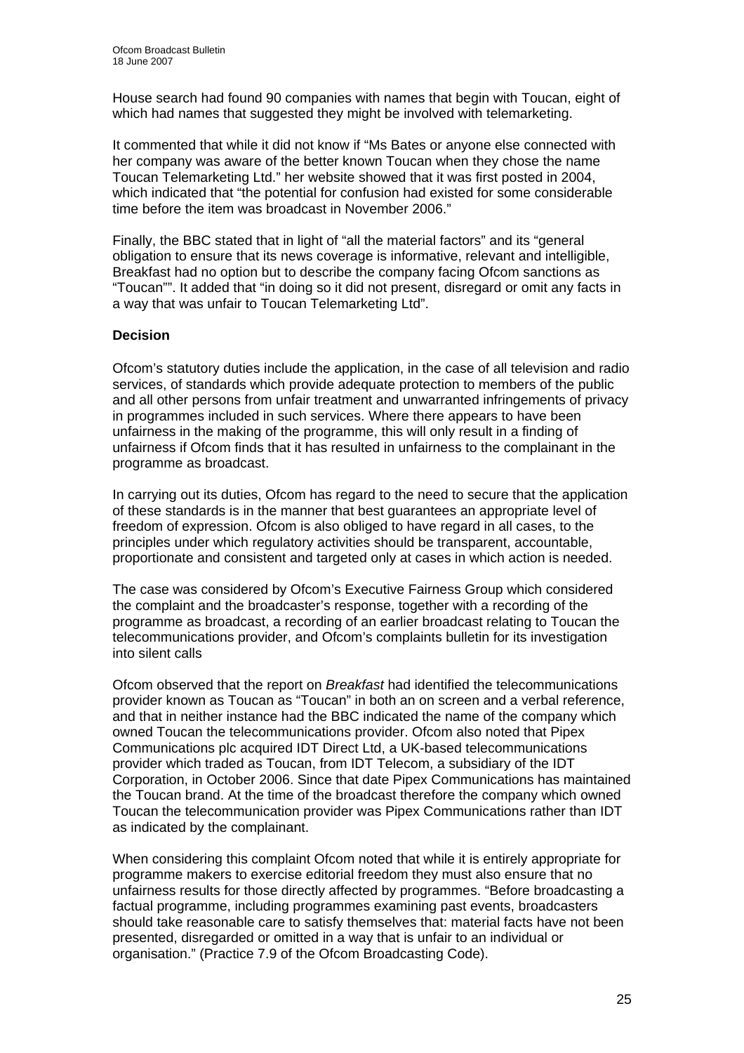House search had found 90 companies with names that begin with Toucan, eight of which had names that suggested they might be involved with telemarketing.

It commented that while it did not know if "Ms Bates or anyone else connected with her company was aware of the better known Toucan when they chose the name Toucan Telemarketing Ltd." her website showed that it was first posted in 2004, which indicated that "the potential for confusion had existed for some considerable time before the item was broadcast in November 2006."

Finally, the BBC stated that in light of "all the material factors" and its "general obligation to ensure that its news coverage is informative, relevant and intelligible, Breakfast had no option but to describe the company facing Ofcom sanctions as "Toucan"". It added that "in doing so it did not present, disregard or omit any facts in a way that was unfair to Toucan Telemarketing Ltd".

**Decision**

Ofcom's statutory duties include the application, in the case of all television and radio services, of standards which provide adequate protection to members of the public and all other persons from unfair treatment and unwarranted infringements of privacy in programmes included in such services. Where there appears to have been unfairness in the making of the programme, this will only result in a finding of unfairness if Ofcom finds that it has resulted in unfairness to the complainant in the programme as broadcast.

In carrying out its duties, Ofcom has regard to the need to secure that the application of these standards is in the manner that best guarantees an appropriate level of freedom of expression. Ofcom is also obliged to have regard in all cases, to the principles under which regulatory activities should be transparent, accountable, proportionate and consistent and targeted only at cases in which action is needed.

The case was considered by Ofcom's Executive Fairness Group which considered the complaint and the broadcaster's response, together with a recording of the programme as broadcast, a recording of an earlier broadcast relating to Toucan the telecommunications provider, and Ofcom's complaints bulletin for its investigation into silent calls

Ofcom observed that the report on *Breakfast* had identified the telecommunications provider known as Toucan as "Toucan" in both an on screen and a verbal reference, and that in neither instance had the BBC indicated the name of the company which owned Toucan the telecommunications provider. Ofcom also noted that Pipex Communications plc acquired IDT Direct Ltd, a UK-based telecommunications provider which traded as Toucan, from IDT Telecom, a subsidiary of the IDT Corporation, in October 2006. Since that date Pipex Communications has maintained the Toucan brand. At the time of the broadcast therefore the company which owned Toucan the telecommunication provider was Pipex Communications rather than IDT as indicated by the complainant.

When considering this complaint Ofcom noted that while it is entirely appropriate for programme makers to exercise editorial freedom they must also ensure that no unfairness results for those directly affected by programmes. "Before broadcasting a factual programme, including programmes examining past events, broadcasters should take reasonable care to satisfy themselves that: material facts have not been presented, disregarded or omitted in a way that is unfair to an individual or organisation." (Practice 7.9 of the Ofcom Broadcasting Code).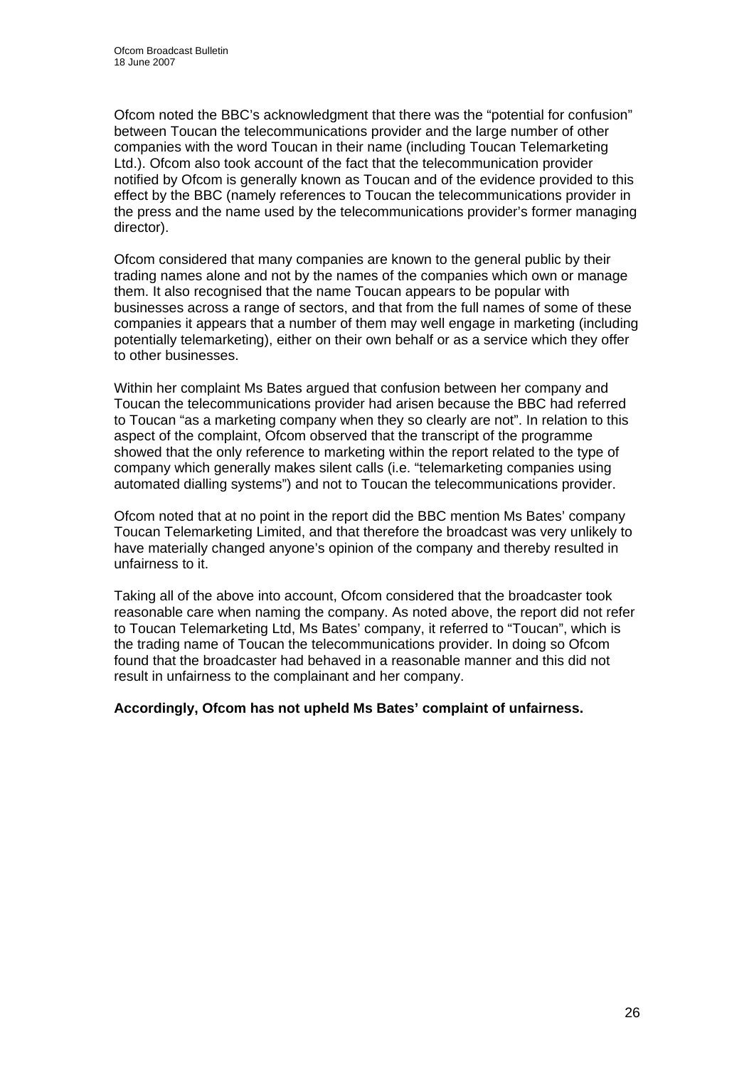Ofcom noted the BBC's acknowledgment that there was the "potential for confusion" between Toucan the telecommunications provider and the large number of other companies with the word Toucan in their name (including Toucan Telemarketing Ltd.). Ofcom also took account of the fact that the telecommunication provider notified by Ofcom is generally known as Toucan and of the evidence provided to this effect by the BBC (namely references to Toucan the telecommunications provider in the press and the name used by the telecommunications provider's former managing director).

Ofcom considered that many companies are known to the general public by their trading names alone and not by the names of the companies which own or manage them. It also recognised that the name Toucan appears to be popular with businesses across a range of sectors, and that from the full names of some of these companies it appears that a number of them may well engage in marketing (including potentially telemarketing), either on their own behalf or as a service which they offer to other businesses.

Within her complaint Ms Bates argued that confusion between her company and Toucan the telecommunications provider had arisen because the BBC had referred to Toucan "as a marketing company when they so clearly are not". In relation to this aspect of the complaint, Ofcom observed that the transcript of the programme showed that the only reference to marketing within the report related to the type of company which generally makes silent calls (i.e. "telemarketing companies using automated dialling systems") and not to Toucan the telecommunications provider.

Ofcom noted that at no point in the report did the BBC mention Ms Bates' company Toucan Telemarketing Limited, and that therefore the broadcast was very unlikely to have materially changed anyone's opinion of the company and thereby resulted in unfairness to it.

Taking all of the above into account, Ofcom considered that the broadcaster took reasonable care when naming the company. As noted above, the report did not refer to Toucan Telemarketing Ltd, Ms Bates' company, it referred to "Toucan", which is the trading name of Toucan the telecommunications provider. In doing so Ofcom found that the broadcaster had behaved in a reasonable manner and this did not result in unfairness to the complainant and her company.

**Accordingly, Ofcom has not upheld Ms Bates' complaint of unfairness.**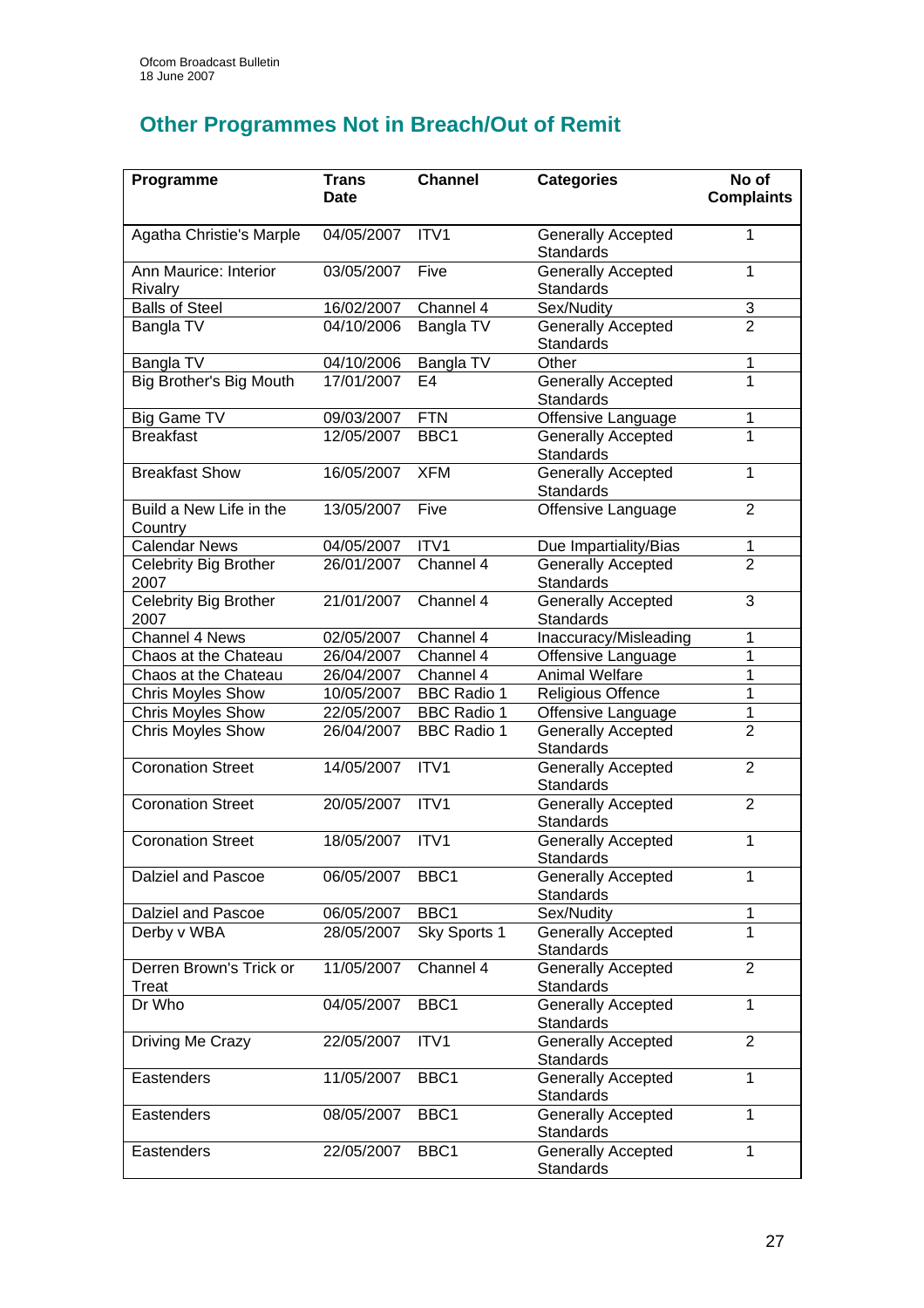## Other Programmes Not in Breach/Out of Remit

| Programme | Trans Date | Channel | Categories | No of Complaints |
|---|---|---|---|---|
| Agatha Christie's Marple | 04/05/2007 | ITV1 | Generally Accepted Standards | 1 |
| Ann Maurice: Interior Rivalry | 03/05/2007 | Five | Generally Accepted Standards | 1 |
| Balls of Steel | 16/02/2007 | Channel 4 | Sex/Nudity | 3 |
| Bangla TV | 04/10/2006 | Bangla TV | Generally Accepted Standards | 2 |
| Bangla TV | 04/10/2006 | Bangla TV | Other | 1 |
| Big Brother's Big Mouth | 17/01/2007 | E4 | Generally Accepted Standards | 1 |
| Big Game TV | 09/03/2007 | FTN | Offensive Language | 1 |
| Breakfast | 12/05/2007 | BBC1 | Generally Accepted Standards | 1 |
| Breakfast Show | 16/05/2007 | XFM | Generally Accepted Standards | 1 |
| Build a New Life in the Country | 13/05/2007 | Five | Offensive Language | 2 |
| Calendar News | 04/05/2007 | ITV1 | Due Impartiality/Bias | 1 |
| Celebrity Big Brother 2007 | 26/01/2007 | Channel 4 | Generally Accepted Standards | 2 |
| Celebrity Big Brother 2007 | 21/01/2007 | Channel 4 | Generally Accepted Standards | 3 |
| Channel 4 News | 02/05/2007 | Channel 4 | Inaccuracy/Misleading | 1 |
| Chaos at the Chateau | 26/04/2007 | Channel 4 | Offensive Language | 1 |
| Chaos at the Chateau | 26/04/2007 | Channel 4 | Animal Welfare | 1 |
| Chris Moyles Show | 10/05/2007 | BBC Radio 1 | Religious Offence | 1 |
| Chris Moyles Show | 22/05/2007 | BBC Radio 1 | Offensive Language | 1 |
| Chris Moyles Show | 26/04/2007 | BBC Radio 1 | Generally Accepted Standards | 2 |
| Coronation Street | 14/05/2007 | ITV1 | Generally Accepted Standards | 2 |
| Coronation Street | 20/05/2007 | ITV1 | Generally Accepted Standards | 2 |
| Coronation Street | 18/05/2007 | ITV1 | Generally Accepted Standards | 1 |
| Dalziel and Pascoe | 06/05/2007 | BBC1 | Generally Accepted Standards | 1 |
| Dalziel and Pascoe | 06/05/2007 | BBC1 | Sex/Nudity | 1 |
| Derby v WBA | 28/05/2007 | Sky Sports 1 | Generally Accepted Standards | 1 |
| Derren Brown's Trick or Treat | 11/05/2007 | Channel 4 | Generally Accepted Standards | 2 |
| Dr Who | 04/05/2007 | BBC1 | Generally Accepted Standards | 1 |
| Driving Me Crazy | 22/05/2007 | ITV1 | Generally Accepted Standards | 2 |
| Eastenders | 11/05/2007 | BBC1 | Generally Accepted Standards | 1 |
| Eastenders | 08/05/2007 | BBC1 | Generally Accepted Standards | 1 |
| Eastenders | 22/05/2007 | BBC1 | Generally Accepted Standards | 1 |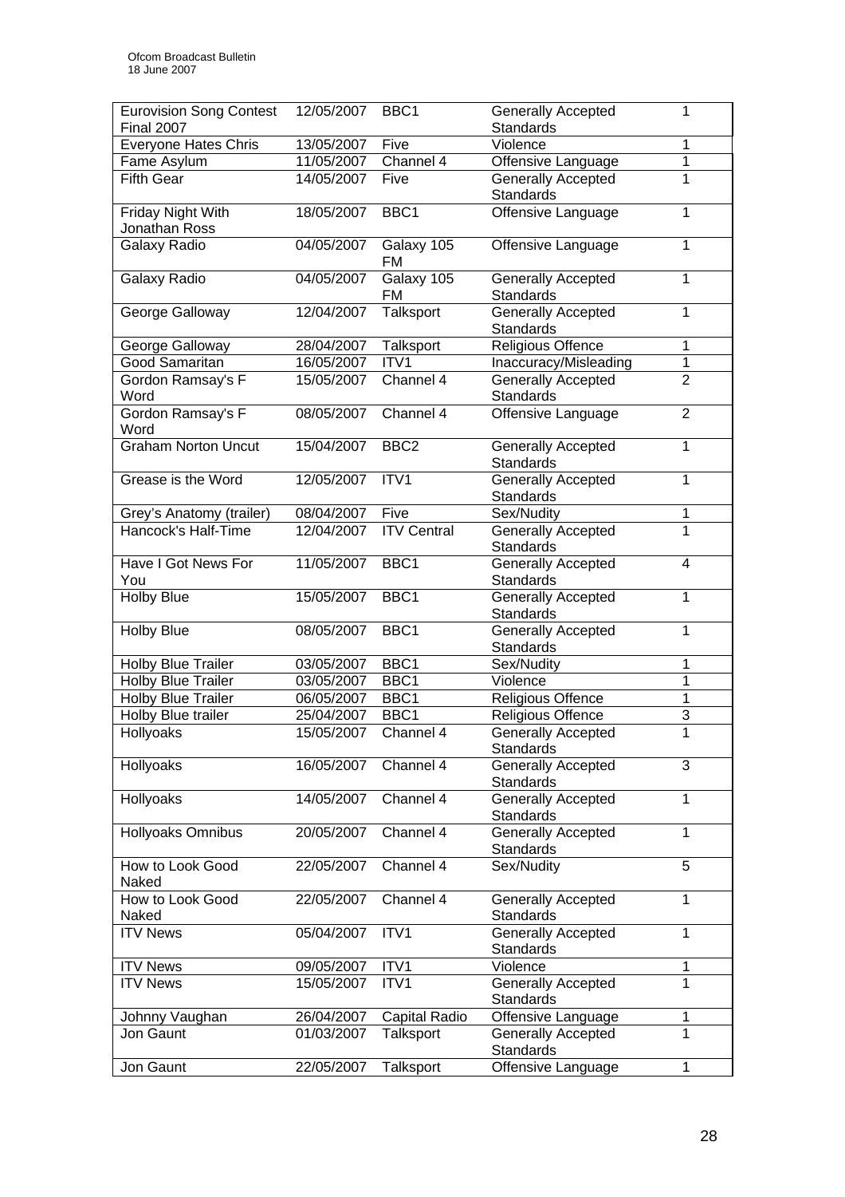| Eurovision Song Contest Final 2007 | 12/05/2007 | BBC1 | Generally Accepted Standards | 1 |
|---|---|---|---|---|
| Everyone Hates Chris | 13/05/2007 | Five | Violence | 1 |
| Fame Asylum | 11/05/2007 | Channel 4 | Offensive Language | 1 |
| Fifth Gear | 14/05/2007 | Five | Generally Accepted Standards | 1 |
| Friday Night With Jonathan Ross | 18/05/2007 | BBC1 | Offensive Language | 1 |
| Galaxy Radio | 04/05/2007 | Galaxy 105 FM | Offensive Language | 1 |
| Galaxy Radio | 04/05/2007 | Galaxy 105 FM | Generally Accepted Standards | 1 |
| George Galloway | 12/04/2007 | Talksport | Generally Accepted Standards | 1 |
| George Galloway | 28/04/2007 | Talksport | Religious Offence | 1 |
| Good Samaritan | 16/05/2007 | ITV1 | Inaccuracy/Misleading | 1 |
| Gordon Ramsay's F Word | 15/05/2007 | Channel 4 | Generally Accepted Standards | 2 |
| Gordon Ramsay's F Word | 08/05/2007 | Channel 4 | Offensive Language | 2 |
| Graham Norton Uncut | 15/04/2007 | BBC2 | Generally Accepted Standards | 1 |
| Grease is the Word | 12/05/2007 | ITV1 | Generally Accepted Standards | 1 |
| Grey's Anatomy (trailer) | 08/04/2007 | Five | Sex/Nudity | 1 |
| Hancock's Half-Time | 12/04/2007 | ITV Central | Generally Accepted Standards | 1 |
| Have I Got News For You | 11/05/2007 | BBC1 | Generally Accepted Standards | 4 |
| Holby Blue | 15/05/2007 | BBC1 | Generally Accepted Standards | 1 |
| Holby Blue | 08/05/2007 | BBC1 | Generally Accepted Standards | 1 |
| Holby Blue Trailer | 03/05/2007 | BBC1 | Sex/Nudity | 1 |
| Holby Blue Trailer | 03/05/2007 | BBC1 | Violence | 1 |
| Holby Blue Trailer | 06/05/2007 | BBC1 | Religious Offence | 1 |
| Holby Blue trailer | 25/04/2007 | BBC1 | Religious Offence | 3 |
| Hollyoaks | 15/05/2007 | Channel 4 | Generally Accepted Standards | 1 |
| Hollyoaks | 16/05/2007 | Channel 4 | Generally Accepted Standards | 3 |
| Hollyoaks | 14/05/2007 | Channel 4 | Generally Accepted Standards | 1 |
| Hollyoaks Omnibus | 20/05/2007 | Channel 4 | Generally Accepted Standards | 1 |
| How to Look Good Naked | 22/05/2007 | Channel 4 | Sex/Nudity | 5 |
| How to Look Good Naked | 22/05/2007 | Channel 4 | Generally Accepted Standards | 1 |
| ITV News | 05/04/2007 | ITV1 | Generally Accepted Standards | 1 |
| ITV News | 09/05/2007 | ITV1 | Violence | 1 |
| ITV News | 15/05/2007 | ITV1 | Generally Accepted Standards | 1 |
| Johnny Vaughan | 26/04/2007 | Capital Radio | Offensive Language | 1 |
| Jon Gaunt | 01/03/2007 | Talksport | Generally Accepted Standards | 1 |
| Jon Gaunt | 22/05/2007 | Talksport | Offensive Language | 1 |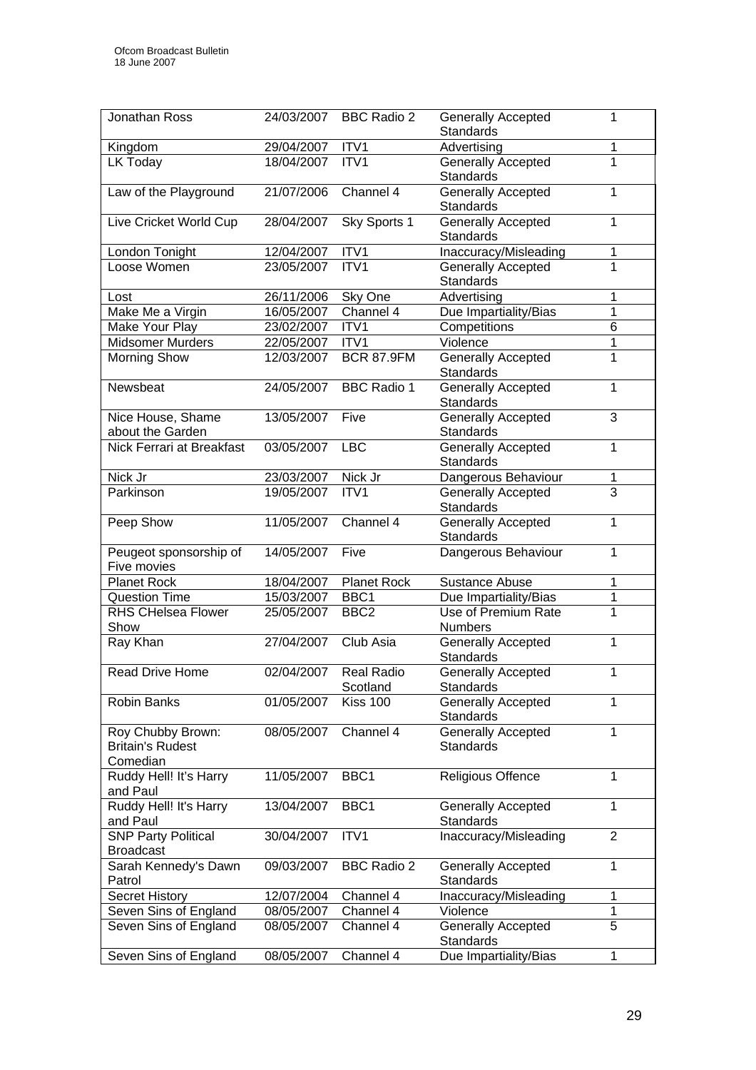| Jonathan Ross | 24/03/2007 | BBC Radio 2 | Generally Accepted Standards | 1 |
|---|---|---|---|---|
| Kingdom | 29/04/2007 | ITV1 | Advertising | 1 |
| LK Today | 18/04/2007 | ITV1 | Generally Accepted Standards | 1 |
| Law of the Playground | 21/07/2006 | Channel 4 | Generally Accepted Standards | 1 |
| Live Cricket World Cup | 28/04/2007 | Sky Sports 1 | Generally Accepted Standards | 1 |
| London Tonight | 12/04/2007 | ITV1 | Inaccuracy/Misleading | 1 |
| Loose Women | 23/05/2007 | ITV1 | Generally Accepted Standards | 1 |
| Lost | 26/11/2006 | Sky One | Advertising | 1 |
| Make Me a Virgin | 16/05/2007 | Channel 4 | Due Impartiality/Bias | 1 |
| Make Your Play | 23/02/2007 | ITV1 | Competitions | 6 |
| Midsomer Murders | 22/05/2007 | ITV1 | Violence | 1 |
| Morning Show | 12/03/2007 | BCR 87.9FM | Generally Accepted Standards | 1 |
| Newsbeat | 24/05/2007 | BBC Radio 1 | Generally Accepted Standards | 1 |
| Nice House, Shame about the Garden | 13/05/2007 | Five | Generally Accepted Standards | 3 |
| Nick Ferrari at Breakfast | 03/05/2007 | LBC | Generally Accepted Standards | 1 |
| Nick Jr | 23/03/2007 | Nick Jr | Dangerous Behaviour | 1 |
| Parkinson | 19/05/2007 | ITV1 | Generally Accepted Standards | 3 |
| Peep Show | 11/05/2007 | Channel 4 | Generally Accepted Standards | 1 |
| Peugeot sponsorship of Five movies | 14/05/2007 | Five | Dangerous Behaviour | 1 |
| Planet Rock | 18/04/2007 | Planet Rock | Sustance Abuse | 1 |
| Question Time | 15/03/2007 | BBC1 | Due Impartiality/Bias | 1 |
| RHS CHelsea Flower Show | 25/05/2007 | BBC2 | Use of Premium Rate Numbers | 1 |
| Ray Khan | 27/04/2007 | Club Asia | Generally Accepted Standards | 1 |
| Read Drive Home | 02/04/2007 | Real Radio Scotland | Generally Accepted Standards | 1 |
| Robin Banks | 01/05/2007 | Kiss 100 | Generally Accepted Standards | 1 |
| Roy Chubby Brown: Britain's Rudest Comedian | 08/05/2007 | Channel 4 | Generally Accepted Standards | 1 |
| Ruddy Hell! It's Harry and Paul | 11/05/2007 | BBC1 | Religious Offence | 1 |
| Ruddy Hell! It's Harry and Paul | 13/04/2007 | BBC1 | Generally Accepted Standards | 1 |
| SNP Party Political Broadcast | 30/04/2007 | ITV1 | Inaccuracy/Misleading | 2 |
| Sarah Kennedy's Dawn Patrol | 09/03/2007 | BBC Radio 2 | Generally Accepted Standards | 1 |
| Secret History | 12/07/2004 | Channel 4 | Inaccuracy/Misleading | 1 |
| Seven Sins of England | 08/05/2007 | Channel 4 | Violence | 1 |
| Seven Sins of England | 08/05/2007 | Channel 4 | Generally Accepted Standards | 5 |
| Seven Sins of England | 08/05/2007 | Channel 4 | Due Impartiality/Bias | 1 |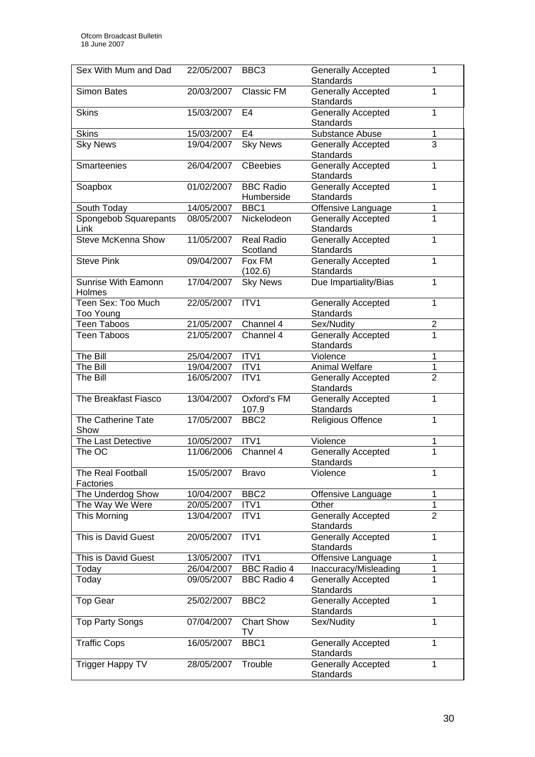| Sex With Mum and Dad | 22/05/2007 | BBC3 | Generally Accepted Standards | 1 |
|---|---|---|---|---|
| Simon Bates | 20/03/2007 | Classic FM | Generally Accepted Standards | 1 |
| Skins | 15/03/2007 | E4 | Generally Accepted Standards | 1 |
| Skins | 15/03/2007 | E4 | Substance Abuse | 1 |
| Sky News | 19/04/2007 | Sky News | Generally Accepted Standards | 3 |
| Smarteenies | 26/04/2007 | CBeebies | Generally Accepted Standards | 1 |
| Soapbox | 01/02/2007 | BBC Radio Humberside | Generally Accepted Standards | 1 |
| South Today | 14/05/2007 | BBC1 | Offensive Language | 1 |
| Spongebob Squarepants Link | 08/05/2007 | Nickelodeon | Generally Accepted Standards | 1 |
| Steve McKenna Show | 11/05/2007 | Real Radio Scotland | Generally Accepted Standards | 1 |
| Steve Pink | 09/04/2007 | Fox FM (102.6) | Generally Accepted Standards | 1 |
| Sunrise With Eamonn Holmes | 17/04/2007 | Sky News | Due Impartiality/Bias | 1 |
| Teen Sex: Too Much Too Young | 22/05/2007 | ITV1 | Generally Accepted Standards | 1 |
| Teen Taboos | 21/05/2007 | Channel 4 | Sex/Nudity | 2 |
| Teen Taboos | 21/05/2007 | Channel 4 | Generally Accepted Standards | 1 |
| The Bill | 25/04/2007 | ITV1 | Violence | 1 |
| The Bill | 19/04/2007 | ITV1 | Animal Welfare | 1 |
| The Bill | 16/05/2007 | ITV1 | Generally Accepted Standards | 2 |
| The Breakfast Fiasco | 13/04/2007 | Oxford's FM 107.9 | Generally Accepted Standards | 1 |
| The Catherine Tate Show | 17/05/2007 | BBC2 | Religious Offence | 1 |
| The Last Detective | 10/05/2007 | ITV1 | Violence | 1 |
| The OC | 11/06/2006 | Channel 4 | Generally Accepted Standards | 1 |
| The Real Football Factories | 15/05/2007 | Bravo | Violence | 1 |
| The Underdog Show | 10/04/2007 | BBC2 | Offensive Language | 1 |
| The Way We Were | 20/05/2007 | ITV1 | Other | 1 |
| This Morning | 13/04/2007 | ITV1 | Generally Accepted Standards | 2 |
| This is David Guest | 20/05/2007 | ITV1 | Generally Accepted Standards | 1 |
| This is David Guest | 13/05/2007 | ITV1 | Offensive Language | 1 |
| Today | 26/04/2007 | BBC Radio 4 | Inaccuracy/Misleading | 1 |
| Today | 09/05/2007 | BBC Radio 4 | Generally Accepted Standards | 1 |
| Top Gear | 25/02/2007 | BBC2 | Generally Accepted Standards | 1 |
| Top Party Songs | 07/04/2007 | Chart Show TV | Sex/Nudity | 1 |
| Traffic Cops | 16/05/2007 | BBC1 | Generally Accepted Standards | 1 |
| Trigger Happy TV | 28/05/2007 | Trouble | Generally Accepted Standards | 1 |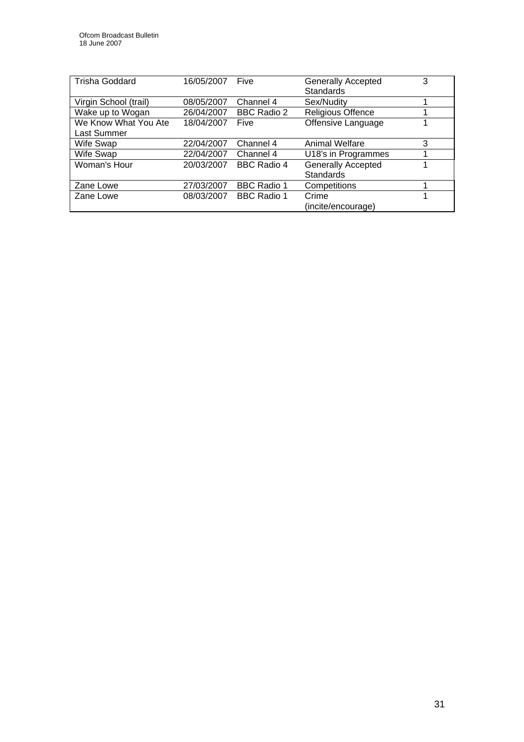| | | | | |
|---|---|---|---|---|
| Trisha Goddard | 16/05/2007 | Five | Generally Accepted Standards | 3 |
| Virgin School (trail) | 08/05/2007 | Channel 4 | Sex/Nudity | 1 |
| Wake up to Wogan | 26/04/2007 | BBC Radio 2 | Religious Offence | 1 |
| We Know What You Ate Last Summer | 18/04/2007 | Five | Offensive Language | 1 |
| Wife Swap | 22/04/2007 | Channel 4 | Animal Welfare | 3 |
| Wife Swap | 22/04/2007 | Channel 4 | U18's in Programmes | 1 |
| Woman's Hour | 20/03/2007 | BBC Radio 4 | Generally Accepted Standards | 1 |
| Zane Lowe | 27/03/2007 | BBC Radio 1 | Competitions | 1 |
| Zane Lowe | 08/03/2007 | BBC Radio 1 | Crime (incite/encourage) | 1 |